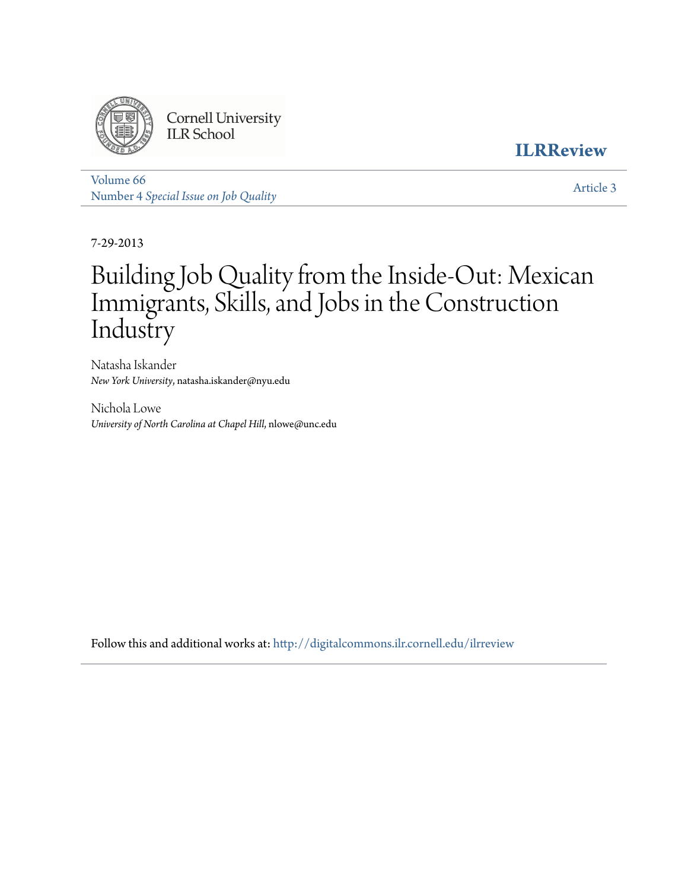Cornell University
ILR School

**ILRReview**

Volume 66
Number 4 *Special Issue on Job Quality*

Article 3

7-29-2013

# Building Job Quality from the Inside-Out: Mexican Immigrants, Skills, and Jobs in the Construction Industry

Natasha Iskander
*New York University*, natasha.iskander@nyu.edu

Nichola Lowe
*University of North Carolina at Chapel Hill*, nlowe@unc.edu

Follow this and additional works at: http://digitalcommons.ilr.cornell.edu/ilrreview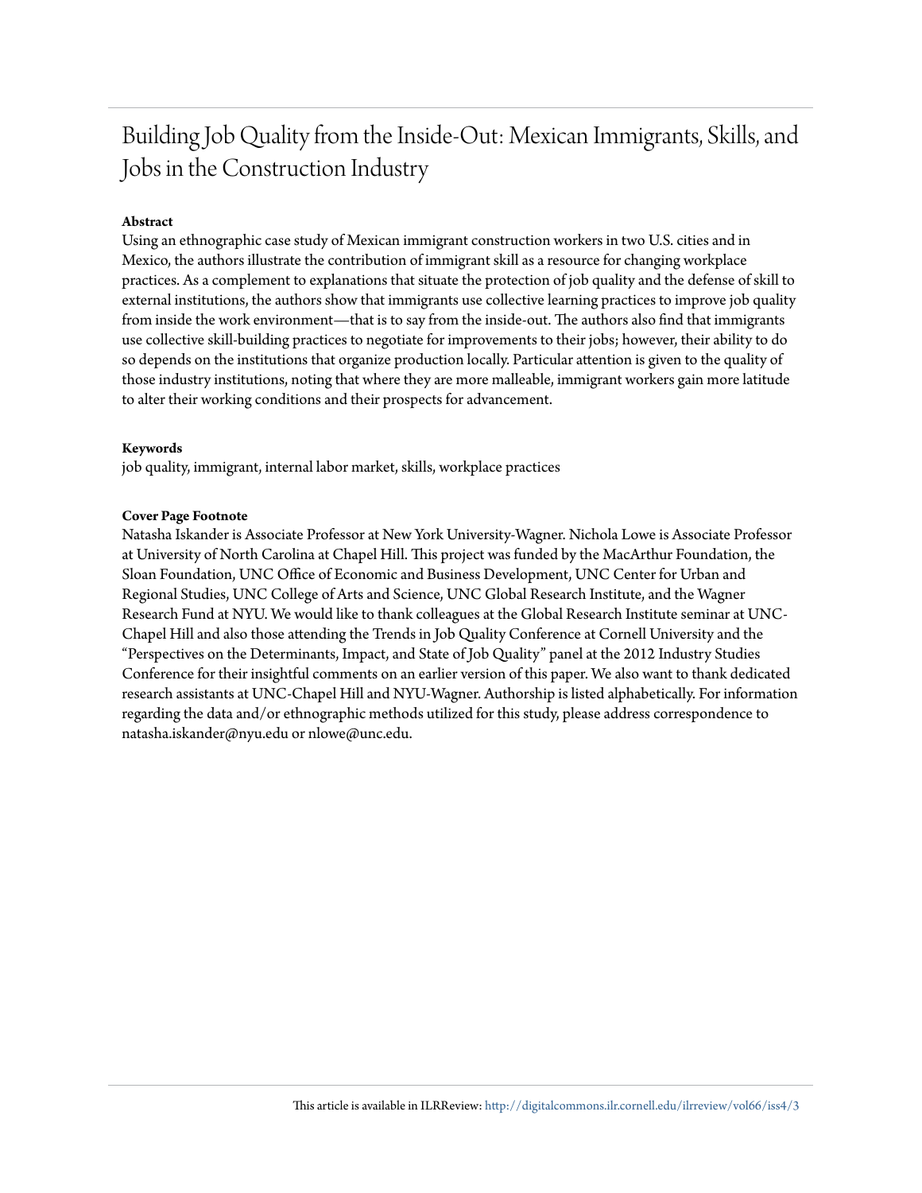# Building Job Quality from the Inside-Out: Mexican Immigrants, Skills, and Jobs in the Construction Industry

**Abstract**

Using an ethnographic case study of Mexican immigrant construction workers in two U.S. cities and in Mexico, the authors illustrate the contribution of immigrant skill as a resource for changing workplace practices. As a complement to explanations that situate the protection of job quality and the defense of skill to external institutions, the authors show that immigrants use collective learning practices to improve job quality from inside the work environment—that is to say from the inside-out. The authors also find that immigrants use collective skill-building practices to negotiate for improvements to their jobs; however, their ability to do so depends on the institutions that organize production locally. Particular attention is given to the quality of those industry institutions, noting that where they are more malleable, immigrant workers gain more latitude to alter their working conditions and their prospects for advancement.

**Keywords**

job quality, immigrant, internal labor market, skills, workplace practices

**Cover Page Footnote**

Natasha Iskander is Associate Professor at New York University-Wagner. Nichola Lowe is Associate Professor at University of North Carolina at Chapel Hill. This project was funded by the MacArthur Foundation, the Sloan Foundation, UNC Office of Economic and Business Development, UNC Center for Urban and Regional Studies, UNC College of Arts and Science, UNC Global Research Institute, and the Wagner Research Fund at NYU. We would like to thank colleagues at the Global Research Institute seminar at UNC-Chapel Hill and also those attending the Trends in Job Quality Conference at Cornell University and the "Perspectives on the Determinants, Impact, and State of Job Quality" panel at the 2012 Industry Studies Conference for their insightful comments on an earlier version of this paper. We also want to thank dedicated research assistants at UNC-Chapel Hill and NYU-Wagner. Authorship is listed alphabetically. For information regarding the data and/or ethnographic methods utilized for this study, please address correspondence to natasha.iskander@nyu.edu or nlowe@unc.edu.

This article is available in ILRReview: http://digitalcommons.ilr.cornell.edu/ilrreview/vol66/iss4/3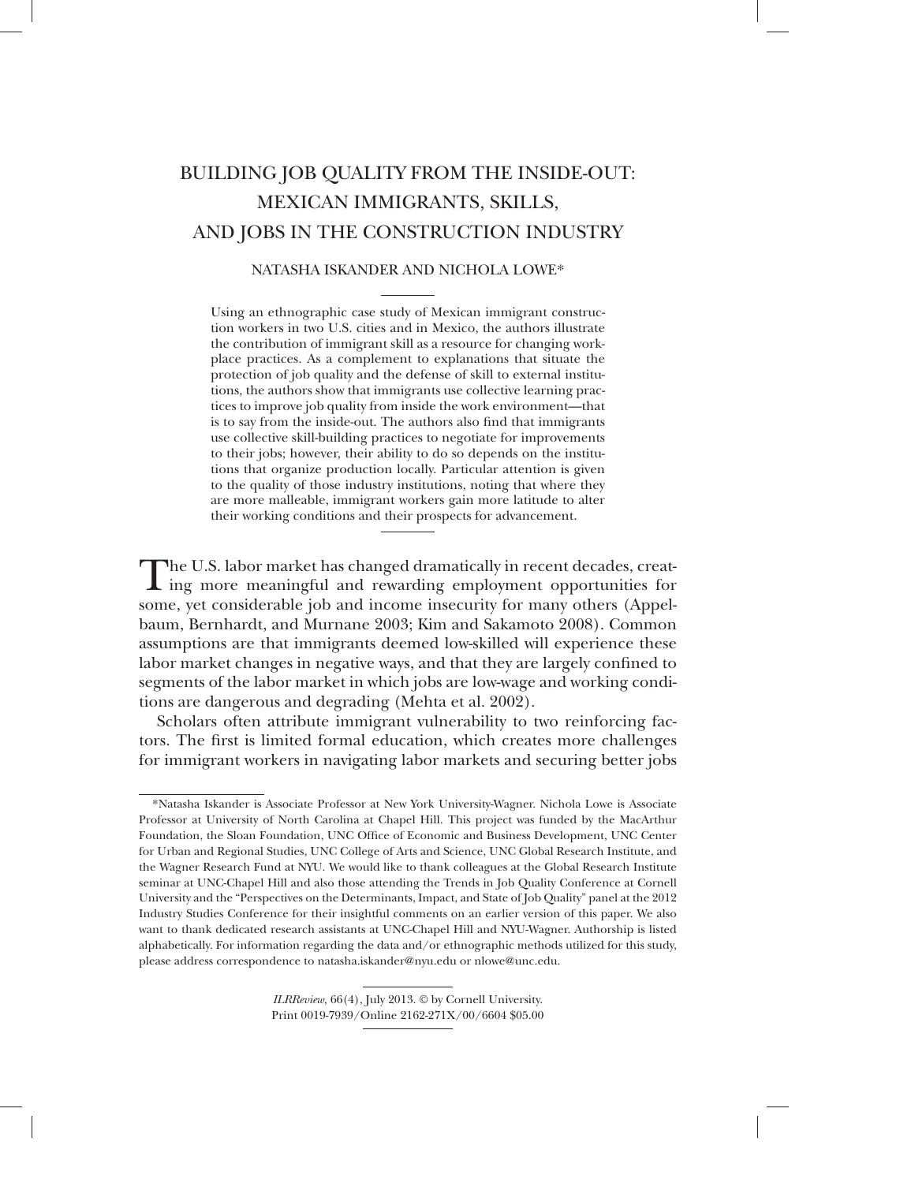# BUILDING JOB QUALITY FROM THE INSIDE-OUT: MEXICAN IMMIGRANTS, SKILLS, AND JOBS IN THE CONSTRUCTION INDUSTRY

NATASHA ISKANDER AND NICHOLA LOWE*

Using an ethnographic case study of Mexican immigrant construction workers in two U.S. cities and in Mexico, the authors illustrate the contribution of immigrant skill as a resource for changing workplace practices. As a complement to explanations that situate the protection of job quality and the defense of skill to external institutions, the authors show that immigrants use collective learning practices to improve job quality from inside the work environment—that is to say from the inside-out. The authors also find that immigrants use collective skill-building practices to negotiate for improvements to their jobs; however, their ability to do so depends on the institutions that organize production locally. Particular attention is given to the quality of those industry institutions, noting that where they are more malleable, immigrant workers gain more latitude to alter their working conditions and their prospects for advancement.

The U.S. labor market has changed dramatically in recent decades, creating more meaningful and rewarding employment opportunities for some, yet considerable job and income insecurity for many others (Appelbaum, Bernhardt, and Murnane 2003; Kim and Sakamoto 2008). Common assumptions are that immigrants deemed low-skilled will experience these labor market changes in negative ways, and that they are largely confined to segments of the labor market in which jobs are low-wage and working conditions are dangerous and degrading (Mehta et al. 2002).

Scholars often attribute immigrant vulnerability to two reinforcing factors. The first is limited formal education, which creates more challenges for immigrant workers in navigating labor markets and securing better jobs

*Natasha Iskander is Associate Professor at New York University-Wagner. Nichola Lowe is Associate Professor at University of North Carolina at Chapel Hill. This project was funded by the MacArthur Foundation, the Sloan Foundation, UNC Office of Economic and Business Development, UNC Center for Urban and Regional Studies, UNC College of Arts and Science, UNC Global Research Institute, and the Wagner Research Fund at NYU. We would like to thank colleagues at the Global Research Institute seminar at UNC-Chapel Hill and also those attending the Trends in Job Quality Conference at Cornell University and the "Perspectives on the Determinants, Impact, and State of Job Quality" panel at the 2012 Industry Studies Conference for their insightful comments on an earlier version of this paper. We also want to thank dedicated research assistants at UNC-Chapel Hill and NYU-Wagner. Authorship is listed alphabetically. For information regarding the data and/or ethnographic methods utilized for this study, please address correspondence to natasha.iskander@nyu.edu or nlowe@unc.edu.

*ILRReview*, 66(4), July 2013. © by Cornell University.
Print 0019-7939/Online 2162-271X/00/6604 $05.00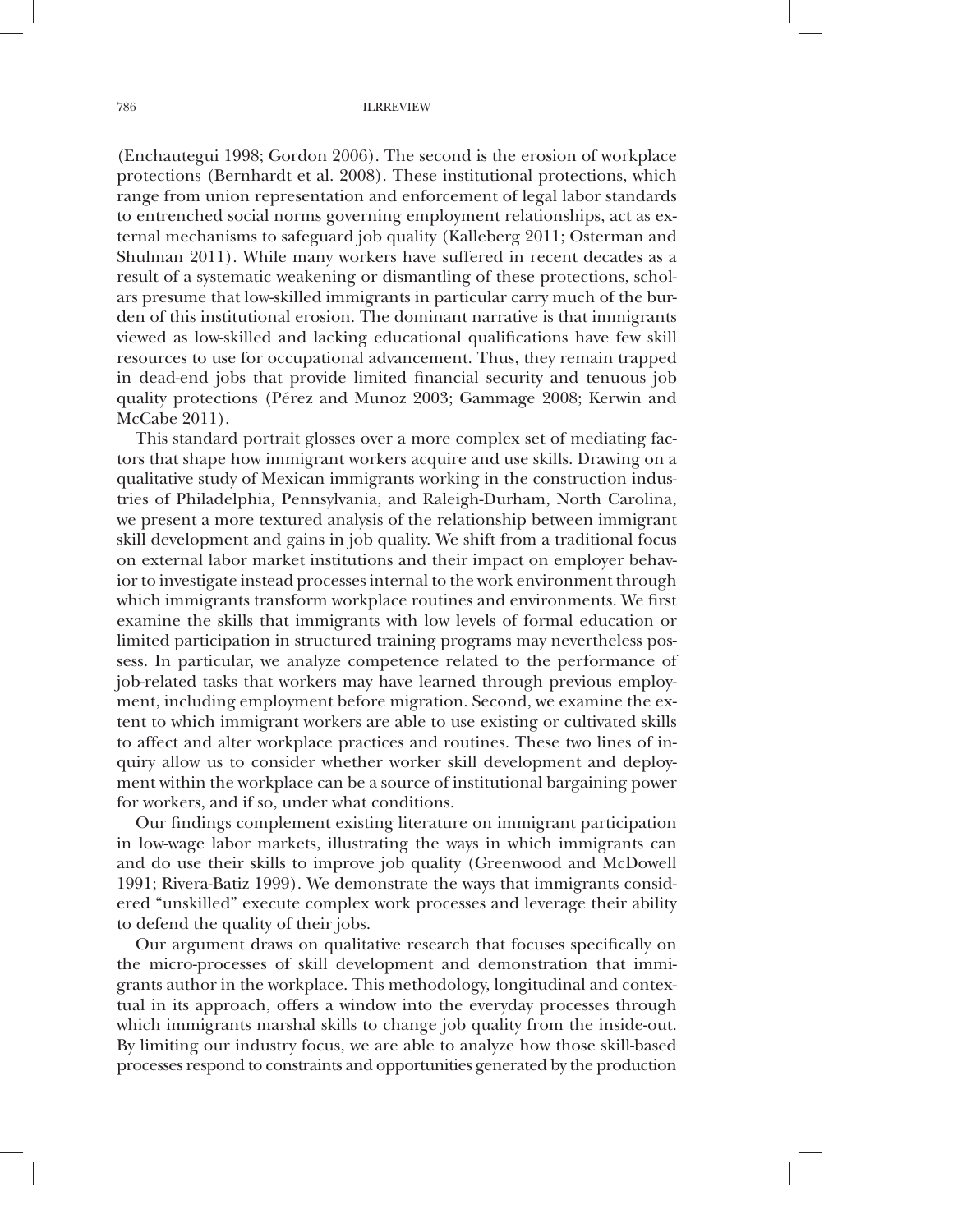(Enchautegui 1998; Gordon 2006). The second is the erosion of workplace protections (Bernhardt et al. 2008). These institutional protections, which range from union representation and enforcement of legal labor standards to entrenched social norms governing employment relationships, act as external mechanisms to safeguard job quality (Kalleberg 2011; Osterman and Shulman 2011). While many workers have suffered in recent decades as a result of a systematic weakening or dismantling of these protections, scholars presume that low-skilled immigrants in particular carry much of the burden of this institutional erosion. The dominant narrative is that immigrants viewed as low-skilled and lacking educational qualifications have few skill resources to use for occupational advancement. Thus, they remain trapped in dead-end jobs that provide limited financial security and tenuous job quality protections (Pérez and Munoz 2003; Gammage 2008; Kerwin and McCabe 2011).

This standard portrait glosses over a more complex set of mediating factors that shape how immigrant workers acquire and use skills. Drawing on a qualitative study of Mexican immigrants working in the construction industries of Philadelphia, Pennsylvania, and Raleigh-Durham, North Carolina, we present a more textured analysis of the relationship between immigrant skill development and gains in job quality. We shift from a traditional focus on external labor market institutions and their impact on employer behavior to investigate instead processes internal to the work environment through which immigrants transform workplace routines and environments. We first examine the skills that immigrants with low levels of formal education or limited participation in structured training programs may nevertheless possess. In particular, we analyze competence related to the performance of job-related tasks that workers may have learned through previous employment, including employment before migration. Second, we examine the extent to which immigrant workers are able to use existing or cultivated skills to affect and alter workplace practices and routines. These two lines of inquiry allow us to consider whether worker skill development and deployment within the workplace can be a source of institutional bargaining power for workers, and if so, under what conditions.

Our findings complement existing literature on immigrant participation in low-wage labor markets, illustrating the ways in which immigrants can and do use their skills to improve job quality (Greenwood and McDowell 1991; Rivera-Batiz 1999). We demonstrate the ways that immigrants considered "unskilled" execute complex work processes and leverage their ability to defend the quality of their jobs.

Our argument draws on qualitative research that focuses specifically on the micro-processes of skill development and demonstration that immigrants author in the workplace. This methodology, longitudinal and contextual in its approach, offers a window into the everyday processes through which immigrants marshal skills to change job quality from the inside-out. By limiting our industry focus, we are able to analyze how those skill-based processes respond to constraints and opportunities generated by the production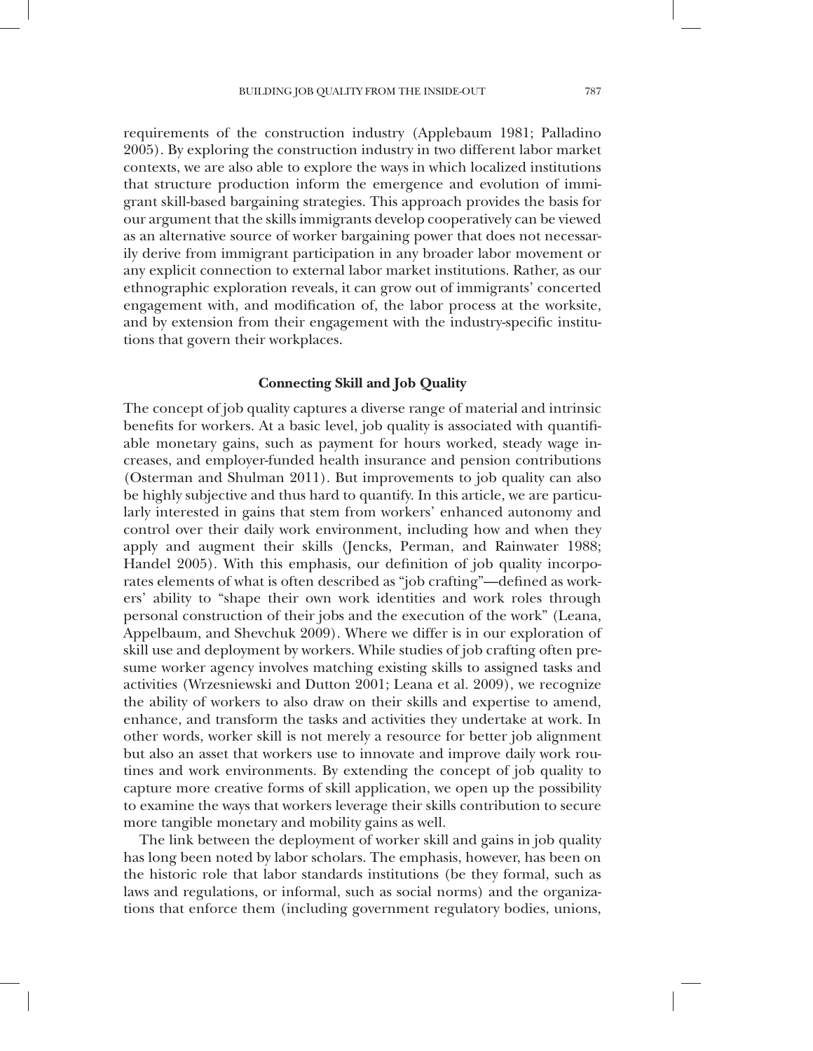requirements of the construction industry (Applebaum 1981; Palladino 2005). By exploring the construction industry in two different labor market contexts, we are also able to explore the ways in which localized institutions that structure production inform the emergence and evolution of immigrant skill-based bargaining strategies. This approach provides the basis for our argument that the skills immigrants develop cooperatively can be viewed as an alternative source of worker bargaining power that does not necessarily derive from immigrant participation in any broader labor movement or any explicit connection to external labor market institutions. Rather, as our ethnographic exploration reveals, it can grow out of immigrants' concerted engagement with, and modification of, the labor process at the worksite, and by extension from their engagement with the industry-specific institutions that govern their workplaces.

## Connecting Skill and Job Quality

The concept of job quality captures a diverse range of material and intrinsic benefits for workers. At a basic level, job quality is associated with quantifiable monetary gains, such as payment for hours worked, steady wage increases, and employer-funded health insurance and pension contributions (Osterman and Shulman 2011). But improvements to job quality can also be highly subjective and thus hard to quantify. In this article, we are particularly interested in gains that stem from workers' enhanced autonomy and control over their daily work environment, including how and when they apply and augment their skills (Jencks, Perman, and Rainwater 1988; Handel 2005). With this emphasis, our definition of job quality incorporates elements of what is often described as "job crafting"—defined as workers' ability to "shape their own work identities and work roles through personal construction of their jobs and the execution of the work" (Leana, Appelbaum, and Shevchuk 2009). Where we differ is in our exploration of skill use and deployment by workers. While studies of job crafting often presume worker agency involves matching existing skills to assigned tasks and activities (Wrzesniewski and Dutton 2001; Leana et al. 2009), we recognize the ability of workers to also draw on their skills and expertise to amend, enhance, and transform the tasks and activities they undertake at work. In other words, worker skill is not merely a resource for better job alignment but also an asset that workers use to innovate and improve daily work routines and work environments. By extending the concept of job quality to capture more creative forms of skill application, we open up the possibility to examine the ways that workers leverage their skills contribution to secure more tangible monetary and mobility gains as well.

The link between the deployment of worker skill and gains in job quality has long been noted by labor scholars. The emphasis, however, has been on the historic role that labor standards institutions (be they formal, such as laws and regulations, or informal, such as social norms) and the organizations that enforce them (including government regulatory bodies, unions,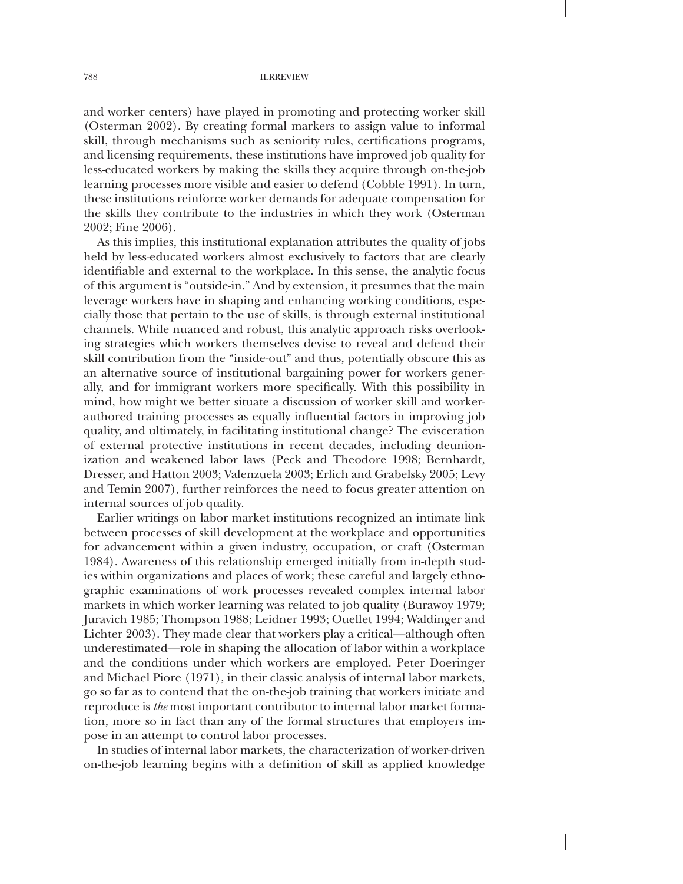and worker centers) have played in promoting and protecting worker skill (Osterman 2002). By creating formal markers to assign value to informal skill, through mechanisms such as seniority rules, certifications programs, and licensing requirements, these institutions have improved job quality for less-educated workers by making the skills they acquire through on-the-job learning processes more visible and easier to defend (Cobble 1991). In turn, these institutions reinforce worker demands for adequate compensation for the skills they contribute to the industries in which they work (Osterman 2002; Fine 2006).

As this implies, this institutional explanation attributes the quality of jobs held by less-educated workers almost exclusively to factors that are clearly identifiable and external to the workplace. In this sense, the analytic focus of this argument is "outside-in." And by extension, it presumes that the main leverage workers have in shaping and enhancing working conditions, especially those that pertain to the use of skills, is through external institutional channels. While nuanced and robust, this analytic approach risks overlooking strategies which workers themselves devise to reveal and defend their skill contribution from the "inside-out" and thus, potentially obscure this as an alternative source of institutional bargaining power for workers generally, and for immigrant workers more specifically. With this possibility in mind, how might we better situate a discussion of worker skill and worker-authored training processes as equally influential factors in improving job quality, and ultimately, in facilitating institutional change? The evisceration of external protective institutions in recent decades, including deunionization and weakened labor laws (Peck and Theodore 1998; Bernhardt, Dresser, and Hatton 2003; Valenzuela 2003; Erlich and Grabelsky 2005; Levy and Temin 2007), further reinforces the need to focus greater attention on internal sources of job quality.

Earlier writings on labor market institutions recognized an intimate link between processes of skill development at the workplace and opportunities for advancement within a given industry, occupation, or craft (Osterman 1984). Awareness of this relationship emerged initially from in-depth studies within organizations and places of work; these careful and largely ethnographic examinations of work processes revealed complex internal labor markets in which worker learning was related to job quality (Burawoy 1979; Juravich 1985; Thompson 1988; Leidner 1993; Ouellet 1994; Waldinger and Lichter 2003). They made clear that workers play a critical—although often underestimated—role in shaping the allocation of labor within a workplace and the conditions under which workers are employed. Peter Doeringer and Michael Piore (1971), in their classic analysis of internal labor markets, go so far as to contend that the on-the-job training that workers initiate and reproduce is *the* most important contributor to internal labor market formation, more so in fact than any of the formal structures that employers impose in an attempt to control labor processes.

In studies of internal labor markets, the characterization of worker-driven on-the-job learning begins with a definition of skill as applied knowledge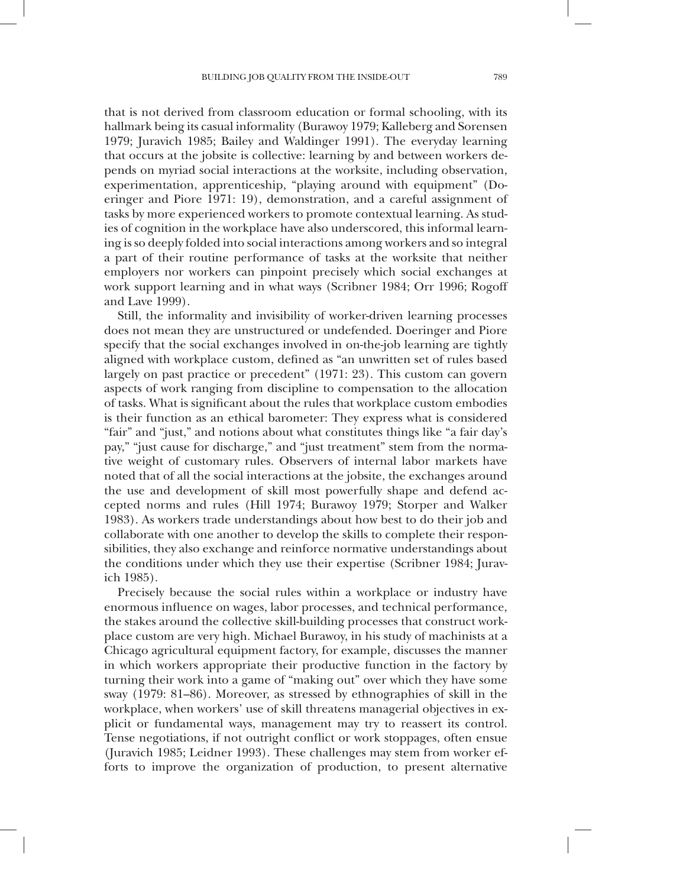that is not derived from classroom education or formal schooling, with its hallmark being its casual informality (Burawoy 1979; Kalleberg and Sorensen 1979; Juravich 1985; Bailey and Waldinger 1991). The everyday learning that occurs at the jobsite is collective: learning by and between workers depends on myriad social interactions at the worksite, including observation, experimentation, apprenticeship, "playing around with equipment" (Doeringer and Piore 1971: 19), demonstration, and a careful assignment of tasks by more experienced workers to promote contextual learning. As studies of cognition in the workplace have also underscored, this informal learning is so deeply folded into social interactions among workers and so integral a part of their routine performance of tasks at the worksite that neither employers nor workers can pinpoint precisely which social exchanges at work support learning and in what ways (Scribner 1984; Orr 1996; Rogoff and Lave 1999).

Still, the informality and invisibility of worker-driven learning processes does not mean they are unstructured or undefended. Doeringer and Piore specify that the social exchanges involved in on-the-job learning are tightly aligned with workplace custom, defined as "an unwritten set of rules based largely on past practice or precedent" (1971: 23). This custom can govern aspects of work ranging from discipline to compensation to the allocation of tasks. What is significant about the rules that workplace custom embodies is their function as an ethical barometer: They express what is considered "fair" and "just," and notions about what constitutes things like "a fair day's pay," "just cause for discharge," and "just treatment" stem from the normative weight of customary rules. Observers of internal labor markets have noted that of all the social interactions at the jobsite, the exchanges around the use and development of skill most powerfully shape and defend accepted norms and rules (Hill 1974; Burawoy 1979; Storper and Walker 1983). As workers trade understandings about how best to do their job and collaborate with one another to develop the skills to complete their responsibilities, they also exchange and reinforce normative understandings about the conditions under which they use their expertise (Scribner 1984; Juravich 1985).

Precisely because the social rules within a workplace or industry have enormous influence on wages, labor processes, and technical performance, the stakes around the collective skill-building processes that construct workplace custom are very high. Michael Burawoy, in his study of machinists at a Chicago agricultural equipment factory, for example, discusses the manner in which workers appropriate their productive function in the factory by turning their work into a game of "making out" over which they have some sway (1979: 81–86). Moreover, as stressed by ethnographies of skill in the workplace, when workers' use of skill threatens managerial objectives in explicit or fundamental ways, management may try to reassert its control. Tense negotiations, if not outright conflict or work stoppages, often ensue (Juravich 1985; Leidner 1993). These challenges may stem from worker efforts to improve the organization of production, to present alternative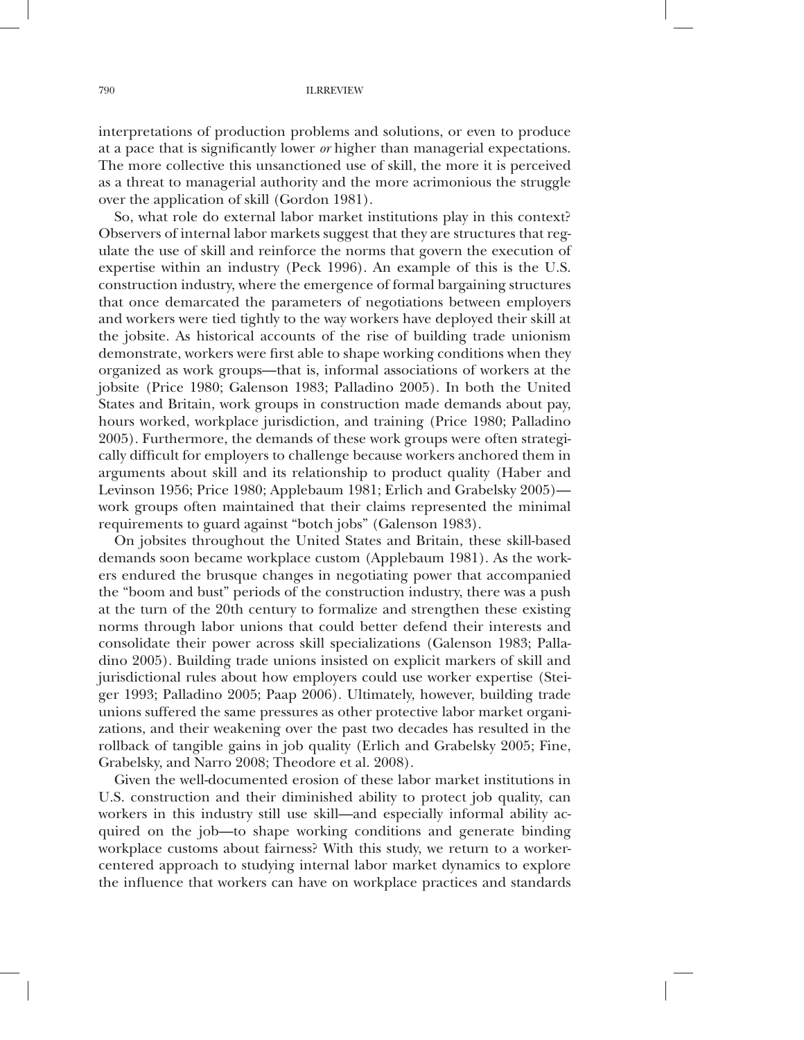interpretations of production problems and solutions, or even to produce at a pace that is significantly lower *or* higher than managerial expectations. The more collective this unsanctioned use of skill, the more it is perceived as a threat to managerial authority and the more acrimonious the struggle over the application of skill (Gordon 1981).

So, what role do external labor market institutions play in this context? Observers of internal labor markets suggest that they are structures that regulate the use of skill and reinforce the norms that govern the execution of expertise within an industry (Peck 1996). An example of this is the U.S. construction industry, where the emergence of formal bargaining structures that once demarcated the parameters of negotiations between employers and workers were tied tightly to the way workers have deployed their skill at the jobsite. As historical accounts of the rise of building trade unionism demonstrate, workers were first able to shape working conditions when they organized as work groups—that is, informal associations of workers at the jobsite (Price 1980; Galenson 1983; Palladino 2005). In both the United States and Britain, work groups in construction made demands about pay, hours worked, workplace jurisdiction, and training (Price 1980; Palladino 2005). Furthermore, the demands of these work groups were often strategically difficult for employers to challenge because workers anchored them in arguments about skill and its relationship to product quality (Haber and Levinson 1956; Price 1980; Applebaum 1981; Erlich and Grabelsky 2005)—work groups often maintained that their claims represented the minimal requirements to guard against "botch jobs" (Galenson 1983).

On jobsites throughout the United States and Britain, these skill-based demands soon became workplace custom (Applebaum 1981). As the workers endured the brusque changes in negotiating power that accompanied the "boom and bust" periods of the construction industry, there was a push at the turn of the 20th century to formalize and strengthen these existing norms through labor unions that could better defend their interests and consolidate their power across skill specializations (Galenson 1983; Palladino 2005). Building trade unions insisted on explicit markers of skill and jurisdictional rules about how employers could use worker expertise (Steiger 1993; Palladino 2005; Paap 2006). Ultimately, however, building trade unions suffered the same pressures as other protective labor market organizations, and their weakening over the past two decades has resulted in the rollback of tangible gains in job quality (Erlich and Grabelsky 2005; Fine, Grabelsky, and Narro 2008; Theodore et al. 2008).

Given the well-documented erosion of these labor market institutions in U.S. construction and their diminished ability to protect job quality, can workers in this industry still use skill—and especially informal ability acquired on the job—to shape working conditions and generate binding workplace customs about fairness? With this study, we return to a worker-centered approach to studying internal labor market dynamics to explore the influence that workers can have on workplace practices and standards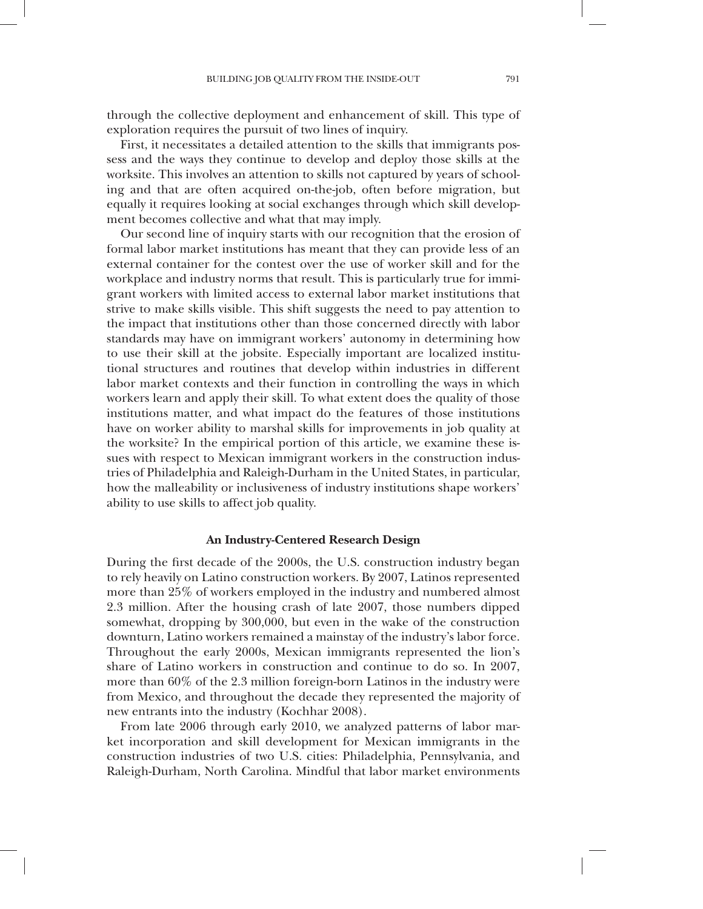through the collective deployment and enhancement of skill. This type of exploration requires the pursuit of two lines of inquiry.

First, it necessitates a detailed attention to the skills that immigrants possess and the ways they continue to develop and deploy those skills at the worksite. This involves an attention to skills not captured by years of schooling and that are often acquired on-the-job, often before migration, but equally it requires looking at social exchanges through which skill development becomes collective and what that may imply.

Our second line of inquiry starts with our recognition that the erosion of formal labor market institutions has meant that they can provide less of an external container for the contest over the use of worker skill and for the workplace and industry norms that result. This is particularly true for immigrant workers with limited access to external labor market institutions that strive to make skills visible. This shift suggests the need to pay attention to the impact that institutions other than those concerned directly with labor standards may have on immigrant workers' autonomy in determining how to use their skill at the jobsite. Especially important are localized institutional structures and routines that develop within industries in different labor market contexts and their function in controlling the ways in which workers learn and apply their skill. To what extent does the quality of those institutions matter, and what impact do the features of those institutions have on worker ability to marshal skills for improvements in job quality at the worksite? In the empirical portion of this article, we examine these issues with respect to Mexican immigrant workers in the construction industries of Philadelphia and Raleigh-Durham in the United States, in particular, how the malleability or inclusiveness of industry institutions shape workers' ability to use skills to affect job quality.

### An Industry-Centered Research Design

During the first decade of the 2000s, the U.S. construction industry began to rely heavily on Latino construction workers. By 2007, Latinos represented more than 25% of workers employed in the industry and numbered almost 2.3 million. After the housing crash of late 2007, those numbers dipped somewhat, dropping by 300,000, but even in the wake of the construction downturn, Latino workers remained a mainstay of the industry's labor force. Throughout the early 2000s, Mexican immigrants represented the lion's share of Latino workers in construction and continue to do so. In 2007, more than 60% of the 2.3 million foreign-born Latinos in the industry were from Mexico, and throughout the decade they represented the majority of new entrants into the industry (Kochhar 2008).

From late 2006 through early 2010, we analyzed patterns of labor market incorporation and skill development for Mexican immigrants in the construction industries of two U.S. cities: Philadelphia, Pennsylvania, and Raleigh-Durham, North Carolina. Mindful that labor market environments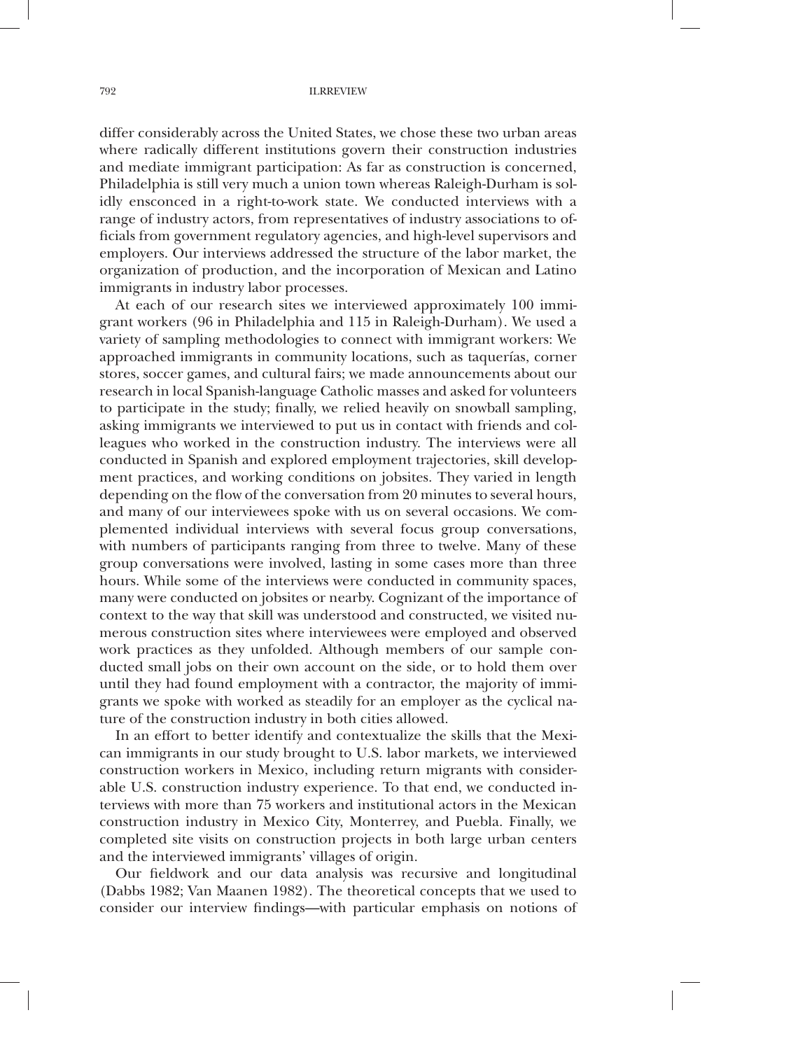differ considerably across the United States, we chose these two urban areas where radically different institutions govern their construction industries and mediate immigrant participation: As far as construction is concerned, Philadelphia is still very much a union town whereas Raleigh-Durham is solidly ensconced in a right-to-work state. We conducted interviews with a range of industry actors, from representatives of industry associations to officials from government regulatory agencies, and high-level supervisors and employers. Our interviews addressed the structure of the labor market, the organization of production, and the incorporation of Mexican and Latino immigrants in industry labor processes.

At each of our research sites we interviewed approximately 100 immigrant workers (96 in Philadelphia and 115 in Raleigh-Durham). We used a variety of sampling methodologies to connect with immigrant workers: We approached immigrants in community locations, such as taquerías, corner stores, soccer games, and cultural fairs; we made announcements about our research in local Spanish-language Catholic masses and asked for volunteers to participate in the study; finally, we relied heavily on snowball sampling, asking immigrants we interviewed to put us in contact with friends and colleagues who worked in the construction industry. The interviews were all conducted in Spanish and explored employment trajectories, skill development practices, and working conditions on jobsites. They varied in length depending on the flow of the conversation from 20 minutes to several hours, and many of our interviewees spoke with us on several occasions. We complemented individual interviews with several focus group conversations, with numbers of participants ranging from three to twelve. Many of these group conversations were involved, lasting in some cases more than three hours. While some of the interviews were conducted in community spaces, many were conducted on jobsites or nearby. Cognizant of the importance of context to the way that skill was understood and constructed, we visited numerous construction sites where interviewees were employed and observed work practices as they unfolded. Although members of our sample conducted small jobs on their own account on the side, or to hold them over until they had found employment with a contractor, the majority of immigrants we spoke with worked as steadily for an employer as the cyclical nature of the construction industry in both cities allowed.

In an effort to better identify and contextualize the skills that the Mexican immigrants in our study brought to U.S. labor markets, we interviewed construction workers in Mexico, including return migrants with considerable U.S. construction industry experience. To that end, we conducted interviews with more than 75 workers and institutional actors in the Mexican construction industry in Mexico City, Monterrey, and Puebla. Finally, we completed site visits on construction projects in both large urban centers and the interviewed immigrants' villages of origin.

Our fieldwork and our data analysis was recursive and longitudinal (Dabbs 1982; Van Maanen 1982). The theoretical concepts that we used to consider our interview findings—with particular emphasis on notions of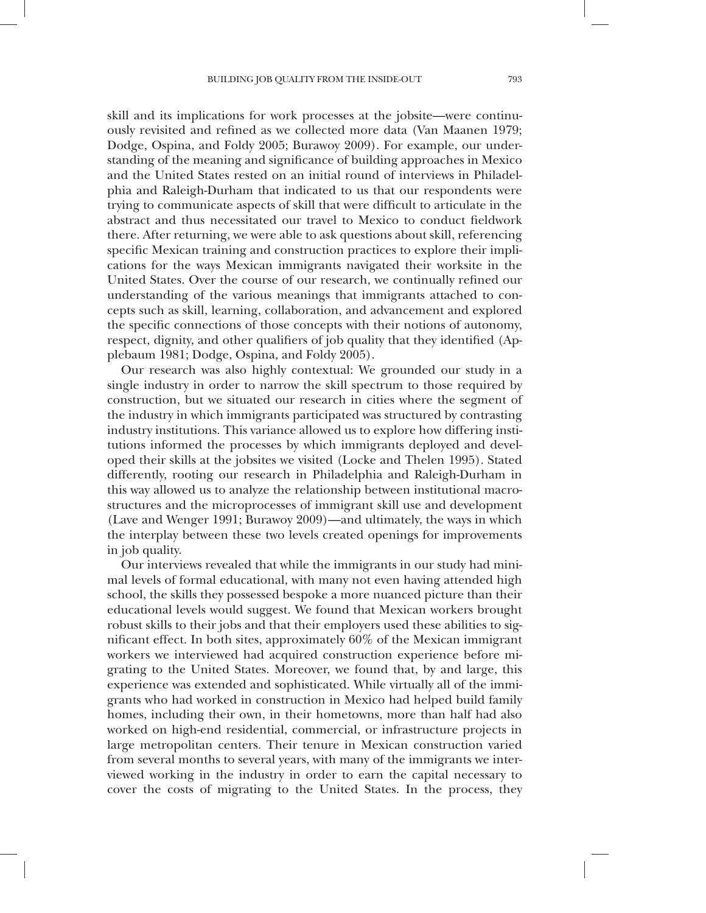skill and its implications for work processes at the jobsite—were continuously revisited and refined as we collected more data (Van Maanen 1979; Dodge, Ospina, and Foldy 2005; Burawoy 2009). For example, our understanding of the meaning and significance of building approaches in Mexico and the United States rested on an initial round of interviews in Philadelphia and Raleigh-Durham that indicated to us that our respondents were trying to communicate aspects of skill that were difficult to articulate in the abstract and thus necessitated our travel to Mexico to conduct fieldwork there. After returning, we were able to ask questions about skill, referencing specific Mexican training and construction practices to explore their implications for the ways Mexican immigrants navigated their worksite in the United States. Over the course of our research, we continually refined our understanding of the various meanings that immigrants attached to concepts such as skill, learning, collaboration, and advancement and explored the specific connections of those concepts with their notions of autonomy, respect, dignity, and other qualifiers of job quality that they identified (Applebaum 1981; Dodge, Ospina, and Foldy 2005).

Our research was also highly contextual: We grounded our study in a single industry in order to narrow the skill spectrum to those required by construction, but we situated our research in cities where the segment of the industry in which immigrants participated was structured by contrasting industry institutions. This variance allowed us to explore how differing institutions informed the processes by which immigrants deployed and developed their skills at the jobsites we visited (Locke and Thelen 1995). Stated differently, rooting our research in Philadelphia and Raleigh-Durham in this way allowed us to analyze the relationship between institutional macrostructures and the microprocesses of immigrant skill use and development (Lave and Wenger 1991; Burawoy 2009)—and ultimately, the ways in which the interplay between these two levels created openings for improvements in job quality.

Our interviews revealed that while the immigrants in our study had minimal levels of formal educational, with many not even having attended high school, the skills they possessed bespoke a more nuanced picture than their educational levels would suggest. We found that Mexican workers brought robust skills to their jobs and that their employers used these abilities to significant effect. In both sites, approximately 60% of the Mexican immigrant workers we interviewed had acquired construction experience before migrating to the United States. Moreover, we found that, by and large, this experience was extended and sophisticated. While virtually all of the immigrants who had worked in construction in Mexico had helped build family homes, including their own, in their hometowns, more than half had also worked on high-end residential, commercial, or infrastructure projects in large metropolitan centers. Their tenure in Mexican construction varied from several months to several years, with many of the immigrants we interviewed working in the industry in order to earn the capital necessary to cover the costs of migrating to the United States. In the process, they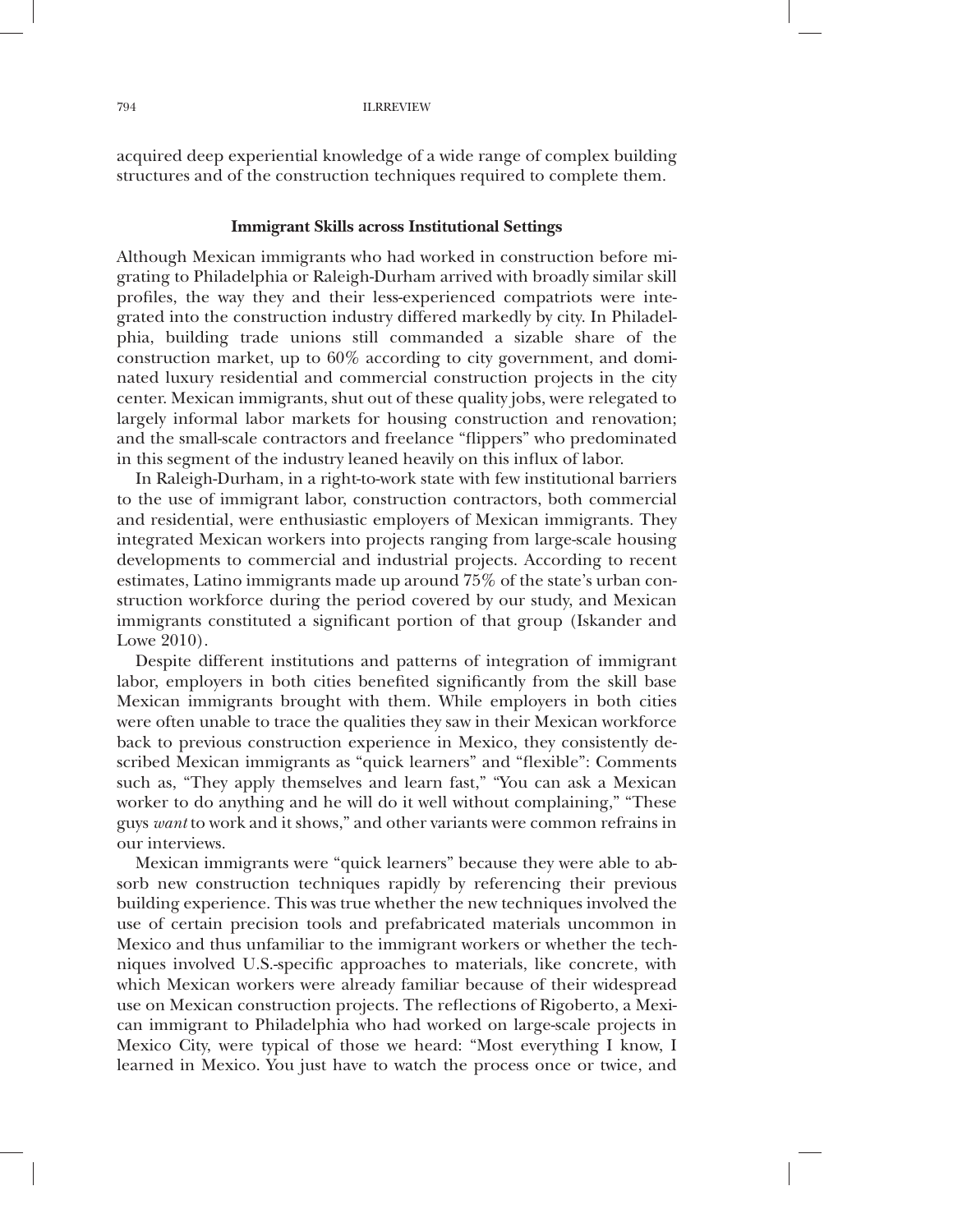acquired deep experiential knowledge of a wide range of complex building structures and of the construction techniques required to complete them.

### Immigrant Skills across Institutional Settings

Although Mexican immigrants who had worked in construction before migrating to Philadelphia or Raleigh-Durham arrived with broadly similar skill profiles, the way they and their less-experienced compatriots were integrated into the construction industry differed markedly by city. In Philadelphia, building trade unions still commanded a sizable share of the construction market, up to 60% according to city government, and dominated luxury residential and commercial construction projects in the city center. Mexican immigrants, shut out of these quality jobs, were relegated to largely informal labor markets for housing construction and renovation; and the small-scale contractors and freelance "flippers" who predominated in this segment of the industry leaned heavily on this influx of labor.

In Raleigh-Durham, in a right-to-work state with few institutional barriers to the use of immigrant labor, construction contractors, both commercial and residential, were enthusiastic employers of Mexican immigrants. They integrated Mexican workers into projects ranging from large-scale housing developments to commercial and industrial projects. According to recent estimates, Latino immigrants made up around 75% of the state's urban construction workforce during the period covered by our study, and Mexican immigrants constituted a significant portion of that group (Iskander and Lowe 2010).

Despite different institutions and patterns of integration of immigrant labor, employers in both cities benefited significantly from the skill base Mexican immigrants brought with them. While employers in both cities were often unable to trace the qualities they saw in their Mexican workforce back to previous construction experience in Mexico, they consistently described Mexican immigrants as "quick learners" and "flexible": Comments such as, "They apply themselves and learn fast," "You can ask a Mexican worker to do anything and he will do it well without complaining," "These guys *want* to work and it shows," and other variants were common refrains in our interviews.

Mexican immigrants were "quick learners" because they were able to absorb new construction techniques rapidly by referencing their previous building experience. This was true whether the new techniques involved the use of certain precision tools and prefabricated materials uncommon in Mexico and thus unfamiliar to the immigrant workers or whether the techniques involved U.S.-specific approaches to materials, like concrete, with which Mexican workers were already familiar because of their widespread use on Mexican construction projects. The reflections of Rigoberto, a Mexican immigrant to Philadelphia who had worked on large-scale projects in Mexico City, were typical of those we heard: "Most everything I know, I learned in Mexico. You just have to watch the process once or twice, and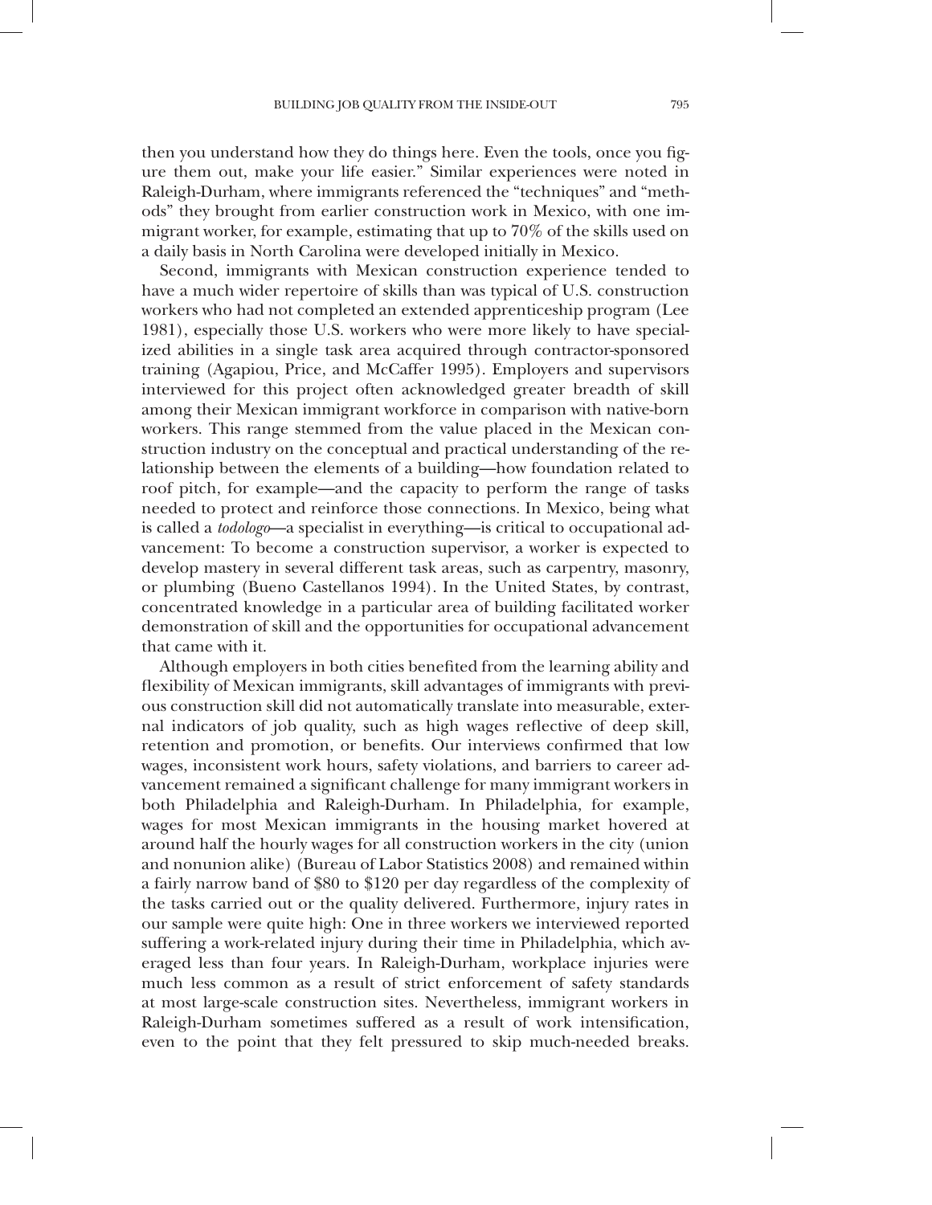then you understand how they do things here. Even the tools, once you figure them out, make your life easier." Similar experiences were noted in Raleigh-Durham, where immigrants referenced the "techniques" and "methods" they brought from earlier construction work in Mexico, with one immigrant worker, for example, estimating that up to 70% of the skills used on a daily basis in North Carolina were developed initially in Mexico.

Second, immigrants with Mexican construction experience tended to have a much wider repertoire of skills than was typical of U.S. construction workers who had not completed an extended apprenticeship program (Lee 1981), especially those U.S. workers who were more likely to have specialized abilities in a single task area acquired through contractor-sponsored training (Agapiou, Price, and McCaffer 1995). Employers and supervisors interviewed for this project often acknowledged greater breadth of skill among their Mexican immigrant workforce in comparison with native-born workers. This range stemmed from the value placed in the Mexican construction industry on the conceptual and practical understanding of the relationship between the elements of a building—how foundation related to roof pitch, for example—and the capacity to perform the range of tasks needed to protect and reinforce those connections. In Mexico, being what is called a *todologo*—a specialist in everything—is critical to occupational advancement: To become a construction supervisor, a worker is expected to develop mastery in several different task areas, such as carpentry, masonry, or plumbing (Bueno Castellanos 1994). In the United States, by contrast, concentrated knowledge in a particular area of building facilitated worker demonstration of skill and the opportunities for occupational advancement that came with it.

Although employers in both cities benefited from the learning ability and flexibility of Mexican immigrants, skill advantages of immigrants with previous construction skill did not automatically translate into measurable, external indicators of job quality, such as high wages reflective of deep skill, retention and promotion, or benefits. Our interviews confirmed that low wages, inconsistent work hours, safety violations, and barriers to career advancement remained a significant challenge for many immigrant workers in both Philadelphia and Raleigh-Durham. In Philadelphia, for example, wages for most Mexican immigrants in the housing market hovered at around half the hourly wages for all construction workers in the city (union and nonunion alike) (Bureau of Labor Statistics 2008) and remained within a fairly narrow band of $80 to $120 per day regardless of the complexity of the tasks carried out or the quality delivered. Furthermore, injury rates in our sample were quite high: One in three workers we interviewed reported suffering a work-related injury during their time in Philadelphia, which averaged less than four years. In Raleigh-Durham, workplace injuries were much less common as a result of strict enforcement of safety standards at most large-scale construction sites. Nevertheless, immigrant workers in Raleigh-Durham sometimes suffered as a result of work intensification, even to the point that they felt pressured to skip much-needed breaks.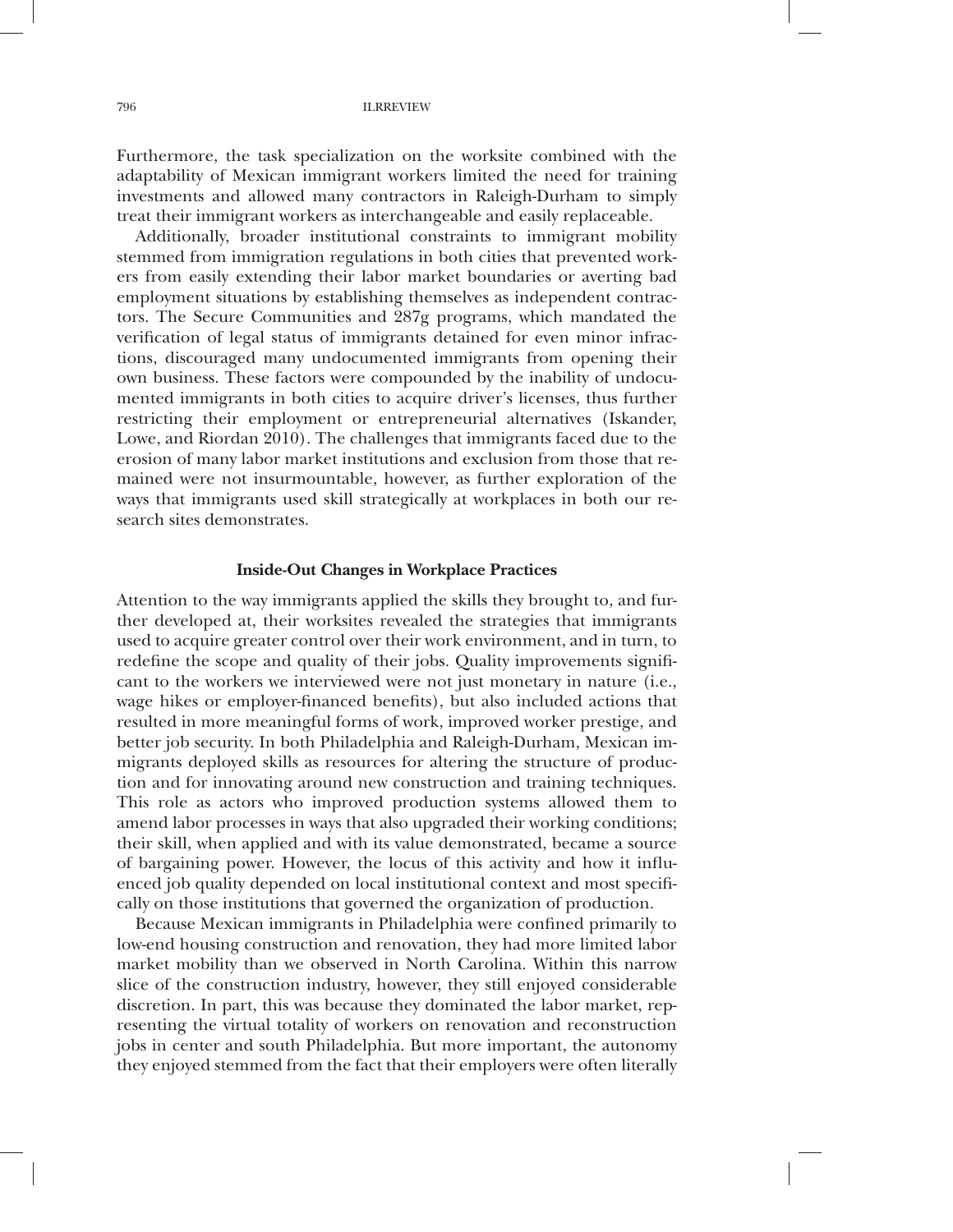Furthermore, the task specialization on the worksite combined with the adaptability of Mexican immigrant workers limited the need for training investments and allowed many contractors in Raleigh-Durham to simply treat their immigrant workers as interchangeable and easily replaceable.

Additionally, broader institutional constraints to immigrant mobility stemmed from immigration regulations in both cities that prevented workers from easily extending their labor market boundaries or averting bad employment situations by establishing themselves as independent contractors. The Secure Communities and 287g programs, which mandated the verification of legal status of immigrants detained for even minor infractions, discouraged many undocumented immigrants from opening their own business. These factors were compounded by the inability of undocumented immigrants in both cities to acquire driver's licenses, thus further restricting their employment or entrepreneurial alternatives (Iskander, Lowe, and Riordan 2010). The challenges that immigrants faced due to the erosion of many labor market institutions and exclusion from those that remained were not insurmountable, however, as further exploration of the ways that immigrants used skill strategically at workplaces in both our research sites demonstrates.

### Inside-Out Changes in Workplace Practices

Attention to the way immigrants applied the skills they brought to, and further developed at, their worksites revealed the strategies that immigrants used to acquire greater control over their work environment, and in turn, to redefine the scope and quality of their jobs. Quality improvements significant to the workers we interviewed were not just monetary in nature (i.e., wage hikes or employer-financed benefits), but also included actions that resulted in more meaningful forms of work, improved worker prestige, and better job security. In both Philadelphia and Raleigh-Durham, Mexican immigrants deployed skills as resources for altering the structure of production and for innovating around new construction and training techniques. This role as actors who improved production systems allowed them to amend labor processes in ways that also upgraded their working conditions; their skill, when applied and with its value demonstrated, became a source of bargaining power. However, the locus of this activity and how it influenced job quality depended on local institutional context and most specifically on those institutions that governed the organization of production.

Because Mexican immigrants in Philadelphia were confined primarily to low-end housing construction and renovation, they had more limited labor market mobility than we observed in North Carolina. Within this narrow slice of the construction industry, however, they still enjoyed considerable discretion. In part, this was because they dominated the labor market, representing the virtual totality of workers on renovation and reconstruction jobs in center and south Philadelphia. But more important, the autonomy they enjoyed stemmed from the fact that their employers were often literally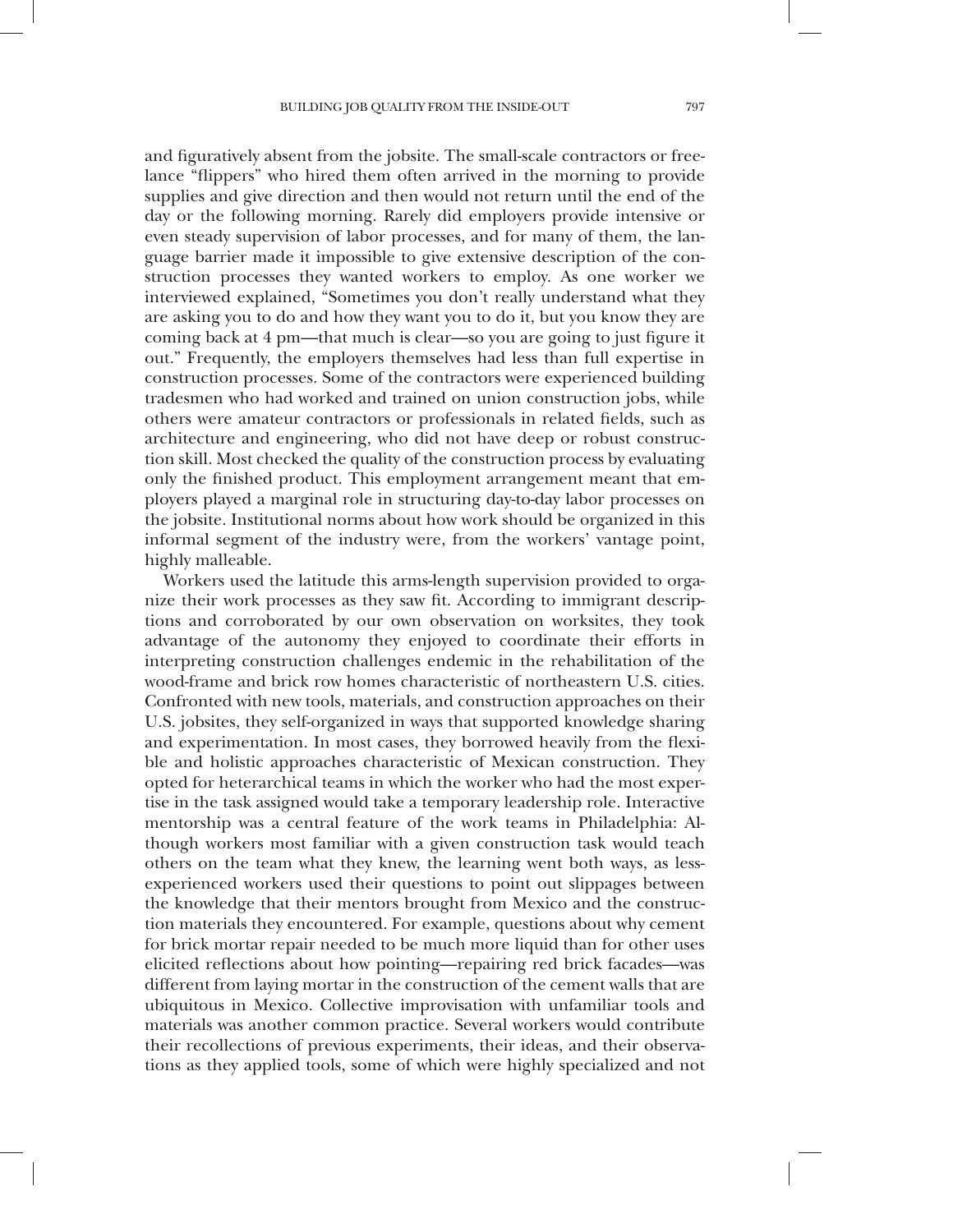and figuratively absent from the jobsite. The small-scale contractors or freelance "flippers" who hired them often arrived in the morning to provide supplies and give direction and then would not return until the end of the day or the following morning. Rarely did employers provide intensive or even steady supervision of labor processes, and for many of them, the language barrier made it impossible to give extensive description of the construction processes they wanted workers to employ. As one worker we interviewed explained, "Sometimes you don't really understand what they are asking you to do and how they want you to do it, but you know they are coming back at 4 pm—that much is clear—so you are going to just figure it out." Frequently, the employers themselves had less than full expertise in construction processes. Some of the contractors were experienced building tradesmen who had worked and trained on union construction jobs, while others were amateur contractors or professionals in related fields, such as architecture and engineering, who did not have deep or robust construction skill. Most checked the quality of the construction process by evaluating only the finished product. This employment arrangement meant that employers played a marginal role in structuring day-to-day labor processes on the jobsite. Institutional norms about how work should be organized in this informal segment of the industry were, from the workers' vantage point, highly malleable.

Workers used the latitude this arms-length supervision provided to organize their work processes as they saw fit. According to immigrant descriptions and corroborated by our own observation on worksites, they took advantage of the autonomy they enjoyed to coordinate their efforts in interpreting construction challenges endemic in the rehabilitation of the wood-frame and brick row homes characteristic of northeastern U.S. cities. Confronted with new tools, materials, and construction approaches on their U.S. jobsites, they self-organized in ways that supported knowledge sharing and experimentation. In most cases, they borrowed heavily from the flexible and holistic approaches characteristic of Mexican construction. They opted for heterarchical teams in which the worker who had the most expertise in the task assigned would take a temporary leadership role. Interactive mentorship was a central feature of the work teams in Philadelphia: Although workers most familiar with a given construction task would teach others on the team what they knew, the learning went both ways, as less-experienced workers used their questions to point out slippages between the knowledge that their mentors brought from Mexico and the construction materials they encountered. For example, questions about why cement for brick mortar repair needed to be much more liquid than for other uses elicited reflections about how pointing—repairing red brick facades—was different from laying mortar in the construction of the cement walls that are ubiquitous in Mexico. Collective improvisation with unfamiliar tools and materials was another common practice. Several workers would contribute their recollections of previous experiments, their ideas, and their observations as they applied tools, some of which were highly specialized and not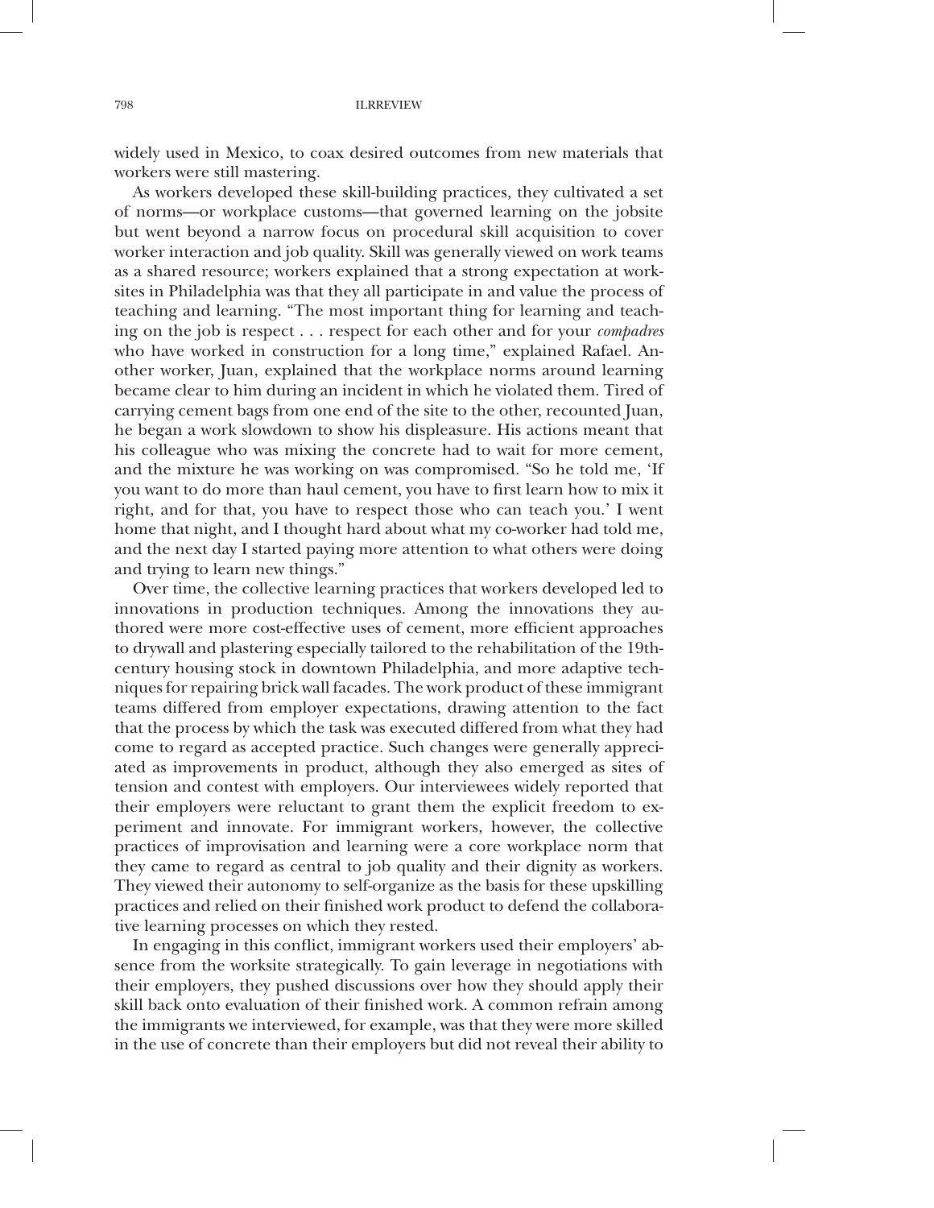widely used in Mexico, to coax desired outcomes from new materials that workers were still mastering.

As workers developed these skill-building practices, they cultivated a set of norms—or workplace customs—that governed learning on the jobsite but went beyond a narrow focus on procedural skill acquisition to cover worker interaction and job quality. Skill was generally viewed on work teams as a shared resource; workers explained that a strong expectation at worksites in Philadelphia was that they all participate in and value the process of teaching and learning. "The most important thing for learning and teaching on the job is respect . . . respect for each other and for your *compadres* who have worked in construction for a long time," explained Rafael. Another worker, Juan, explained that the workplace norms around learning became clear to him during an incident in which he violated them. Tired of carrying cement bags from one end of the site to the other, recounted Juan, he began a work slowdown to show his displeasure. His actions meant that his colleague who was mixing the concrete had to wait for more cement, and the mixture he was working on was compromised. "So he told me, 'If you want to do more than haul cement, you have to first learn how to mix it right, and for that, you have to respect those who can teach you.' I went home that night, and I thought hard about what my co-worker had told me, and the next day I started paying more attention to what others were doing and trying to learn new things."

Over time, the collective learning practices that workers developed led to innovations in production techniques. Among the innovations they authored were more cost-effective uses of cement, more efficient approaches to drywall and plastering especially tailored to the rehabilitation of the 19th-century housing stock in downtown Philadelphia, and more adaptive techniques for repairing brick wall facades. The work product of these immigrant teams differed from employer expectations, drawing attention to the fact that the process by which the task was executed differed from what they had come to regard as accepted practice. Such changes were generally appreciated as improvements in product, although they also emerged as sites of tension and contest with employers. Our interviewees widely reported that their employers were reluctant to grant them the explicit freedom to experiment and innovate. For immigrant workers, however, the collective practices of improvisation and learning were a core workplace norm that they came to regard as central to job quality and their dignity as workers. They viewed their autonomy to self-organize as the basis for these upskilling practices and relied on their finished work product to defend the collaborative learning processes on which they rested.

In engaging in this conflict, immigrant workers used their employers' absence from the worksite strategically. To gain leverage in negotiations with their employers, they pushed discussions over how they should apply their skill back onto evaluation of their finished work. A common refrain among the immigrants we interviewed, for example, was that they were more skilled in the use of concrete than their employers but did not reveal their ability to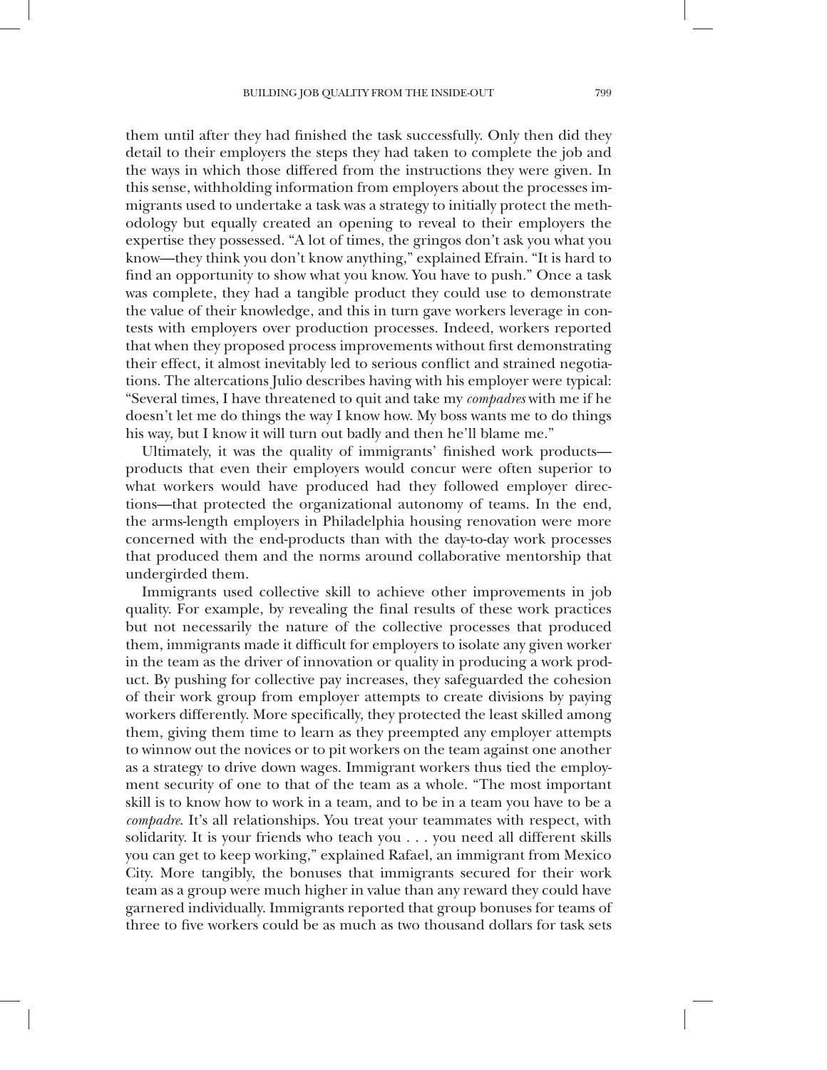them until after they had finished the task successfully. Only then did they detail to their employers the steps they had taken to complete the job and the ways in which those differed from the instructions they were given. In this sense, withholding information from employers about the processes immigrants used to undertake a task was a strategy to initially protect the methodology but equally created an opening to reveal to their employers the expertise they possessed. "A lot of times, the gringos don't ask you what you know—they think you don't know anything," explained Efrain. "It is hard to find an opportunity to show what you know. You have to push." Once a task was complete, they had a tangible product they could use to demonstrate the value of their knowledge, and this in turn gave workers leverage in contests with employers over production processes. Indeed, workers reported that when they proposed process improvements without first demonstrating their effect, it almost inevitably led to serious conflict and strained negotiations. The altercations Julio describes having with his employer were typical: "Several times, I have threatened to quit and take my *compadres* with me if he doesn't let me do things the way I know how. My boss wants me to do things his way, but I know it will turn out badly and then he'll blame me."

Ultimately, it was the quality of immigrants' finished work products—products that even their employers would concur were often superior to what workers would have produced had they followed employer directions—that protected the organizational autonomy of teams. In the end, the arms-length employers in Philadelphia housing renovation were more concerned with the end-products than with the day-to-day work processes that produced them and the norms around collaborative mentorship that undergirded them.

Immigrants used collective skill to achieve other improvements in job quality. For example, by revealing the final results of these work practices but not necessarily the nature of the collective processes that produced them, immigrants made it difficult for employers to isolate any given worker in the team as the driver of innovation or quality in producing a work product. By pushing for collective pay increases, they safeguarded the cohesion of their work group from employer attempts to create divisions by paying workers differently. More specifically, they protected the least skilled among them, giving them time to learn as they preempted any employer attempts to winnow out the novices or to pit workers on the team against one another as a strategy to drive down wages. Immigrant workers thus tied the employment security of one to that of the team as a whole. "The most important skill is to know how to work in a team, and to be in a team you have to be a *compadre*. It's all relationships. You treat your teammates with respect, with solidarity. It is your friends who teach you . . . you need all different skills you can get to keep working," explained Rafael, an immigrant from Mexico City. More tangibly, the bonuses that immigrants secured for their work team as a group were much higher in value than any reward they could have garnered individually. Immigrants reported that group bonuses for teams of three to five workers could be as much as two thousand dollars for task sets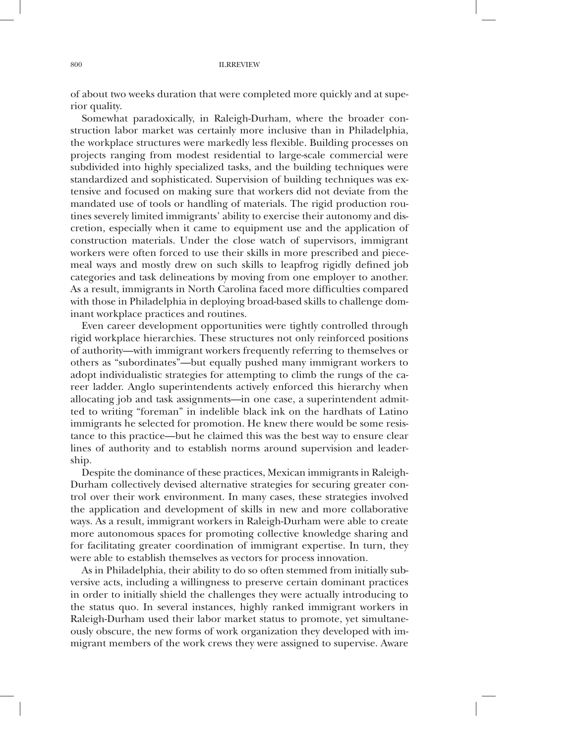of about two weeks duration that were completed more quickly and at superior quality.

Somewhat paradoxically, in Raleigh-Durham, where the broader construction labor market was certainly more inclusive than in Philadelphia, the workplace structures were markedly less flexible. Building processes on projects ranging from modest residential to large-scale commercial were subdivided into highly specialized tasks, and the building techniques were standardized and sophisticated. Supervision of building techniques was extensive and focused on making sure that workers did not deviate from the mandated use of tools or handling of materials. The rigid production routines severely limited immigrants' ability to exercise their autonomy and discretion, especially when it came to equipment use and the application of construction materials. Under the close watch of supervisors, immigrant workers were often forced to use their skills in more prescribed and piecemeal ways and mostly drew on such skills to leapfrog rigidly defined job categories and task delineations by moving from one employer to another. As a result, immigrants in North Carolina faced more difficulties compared with those in Philadelphia in deploying broad-based skills to challenge dominant workplace practices and routines.

Even career development opportunities were tightly controlled through rigid workplace hierarchies. These structures not only reinforced positions of authority—with immigrant workers frequently referring to themselves or others as "subordinates"—but equally pushed many immigrant workers to adopt individualistic strategies for attempting to climb the rungs of the career ladder. Anglo superintendents actively enforced this hierarchy when allocating job and task assignments—in one case, a superintendent admitted to writing "foreman" in indelible black ink on the hardhats of Latino immigrants he selected for promotion. He knew there would be some resistance to this practice—but he claimed this was the best way to ensure clear lines of authority and to establish norms around supervision and leadership.

Despite the dominance of these practices, Mexican immigrants in Raleigh-Durham collectively devised alternative strategies for securing greater control over their work environment. In many cases, these strategies involved the application and development of skills in new and more collaborative ways. As a result, immigrant workers in Raleigh-Durham were able to create more autonomous spaces for promoting collective knowledge sharing and for facilitating greater coordination of immigrant expertise. In turn, they were able to establish themselves as vectors for process innovation.

As in Philadelphia, their ability to do so often stemmed from initially subversive acts, including a willingness to preserve certain dominant practices in order to initially shield the challenges they were actually introducing to the status quo. In several instances, highly ranked immigrant workers in Raleigh-Durham used their labor market status to promote, yet simultaneously obscure, the new forms of work organization they developed with immigrant members of the work crews they were assigned to supervise. Aware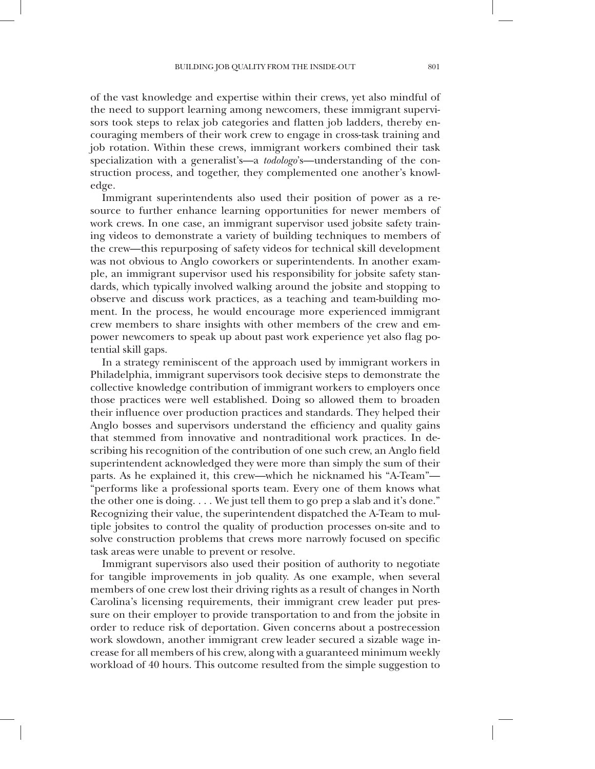of the vast knowledge and expertise within their crews, yet also mindful of the need to support learning among newcomers, these immigrant supervisors took steps to relax job categories and flatten job ladders, thereby encouraging members of their work crew to engage in cross-task training and job rotation. Within these crews, immigrant workers combined their task specialization with a generalist's—a *todologo*'s—understanding of the construction process, and together, they complemented one another's knowledge.

Immigrant superintendents also used their position of power as a resource to further enhance learning opportunities for newer members of work crews. In one case, an immigrant supervisor used jobsite safety training videos to demonstrate a variety of building techniques to members of the crew—this repurposing of safety videos for technical skill development was not obvious to Anglo coworkers or superintendents. In another example, an immigrant supervisor used his responsibility for jobsite safety standards, which typically involved walking around the jobsite and stopping to observe and discuss work practices, as a teaching and team-building moment. In the process, he would encourage more experienced immigrant crew members to share insights with other members of the crew and empower newcomers to speak up about past work experience yet also flag potential skill gaps.

In a strategy reminiscent of the approach used by immigrant workers in Philadelphia, immigrant supervisors took decisive steps to demonstrate the collective knowledge contribution of immigrant workers to employers once those practices were well established. Doing so allowed them to broaden their influence over production practices and standards. They helped their Anglo bosses and supervisors understand the efficiency and quality gains that stemmed from innovative and nontraditional work practices. In describing his recognition of the contribution of one such crew, an Anglo field superintendent acknowledged they were more than simply the sum of their parts. As he explained it, this crew—which he nicknamed his "A-Team"—"performs like a professional sports team. Every one of them knows what the other one is doing. . . . We just tell them to go prep a slab and it's done." Recognizing their value, the superintendent dispatched the A-Team to multiple jobsites to control the quality of production processes on-site and to solve construction problems that crews more narrowly focused on specific task areas were unable to prevent or resolve.

Immigrant supervisors also used their position of authority to negotiate for tangible improvements in job quality. As one example, when several members of one crew lost their driving rights as a result of changes in North Carolina's licensing requirements, their immigrant crew leader put pressure on their employer to provide transportation to and from the jobsite in order to reduce risk of deportation. Given concerns about a postrecession work slowdown, another immigrant crew leader secured a sizable wage increase for all members of his crew, along with a guaranteed minimum weekly workload of 40 hours. This outcome resulted from the simple suggestion to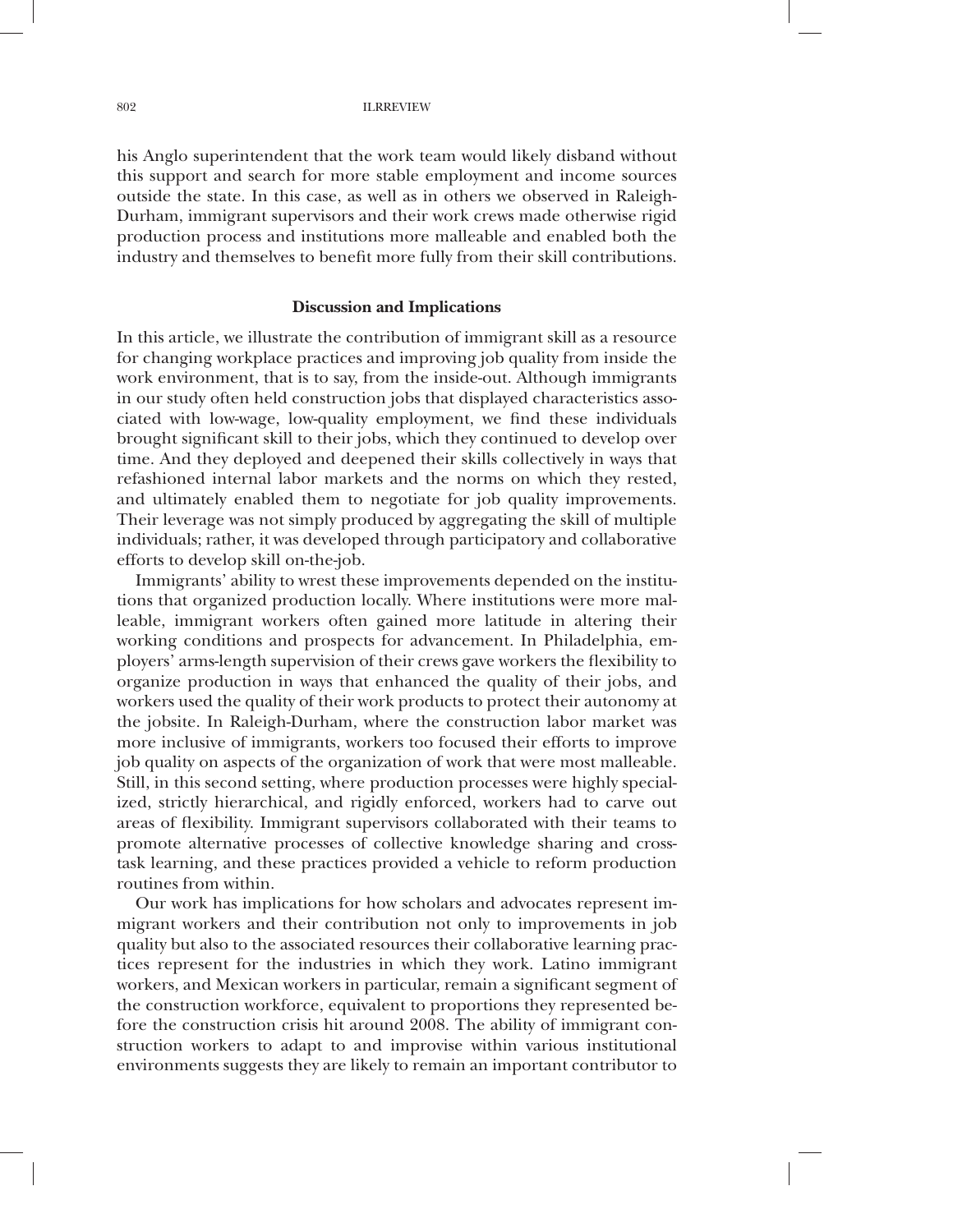his Anglo superintendent that the work team would likely disband without this support and search for more stable employment and income sources outside the state. In this case, as well as in others we observed in Raleigh-Durham, immigrant supervisors and their work crews made otherwise rigid production process and institutions more malleable and enabled both the industry and themselves to benefit more fully from their skill contributions.

## Discussion and Implications

In this article, we illustrate the contribution of immigrant skill as a resource for changing workplace practices and improving job quality from inside the work environment, that is to say, from the inside-out. Although immigrants in our study often held construction jobs that displayed characteristics associated with low-wage, low-quality employment, we find these individuals brought significant skill to their jobs, which they continued to develop over time. And they deployed and deepened their skills collectively in ways that refashioned internal labor markets and the norms on which they rested, and ultimately enabled them to negotiate for job quality improvements. Their leverage was not simply produced by aggregating the skill of multiple individuals; rather, it was developed through participatory and collaborative efforts to develop skill on-the-job.

Immigrants' ability to wrest these improvements depended on the institutions that organized production locally. Where institutions were more malleable, immigrant workers often gained more latitude in altering their working conditions and prospects for advancement. In Philadelphia, employers' arms-length supervision of their crews gave workers the flexibility to organize production in ways that enhanced the quality of their jobs, and workers used the quality of their work products to protect their autonomy at the jobsite. In Raleigh-Durham, where the construction labor market was more inclusive of immigrants, workers too focused their efforts to improve job quality on aspects of the organization of work that were most malleable. Still, in this second setting, where production processes were highly specialized, strictly hierarchical, and rigidly enforced, workers had to carve out areas of flexibility. Immigrant supervisors collaborated with their teams to promote alternative processes of collective knowledge sharing and cross-task learning, and these practices provided a vehicle to reform production routines from within.

Our work has implications for how scholars and advocates represent immigrant workers and their contribution not only to improvements in job quality but also to the associated resources their collaborative learning practices represent for the industries in which they work. Latino immigrant workers, and Mexican workers in particular, remain a significant segment of the construction workforce, equivalent to proportions they represented before the construction crisis hit around 2008. The ability of immigrant construction workers to adapt to and improvise within various institutional environments suggests they are likely to remain an important contributor to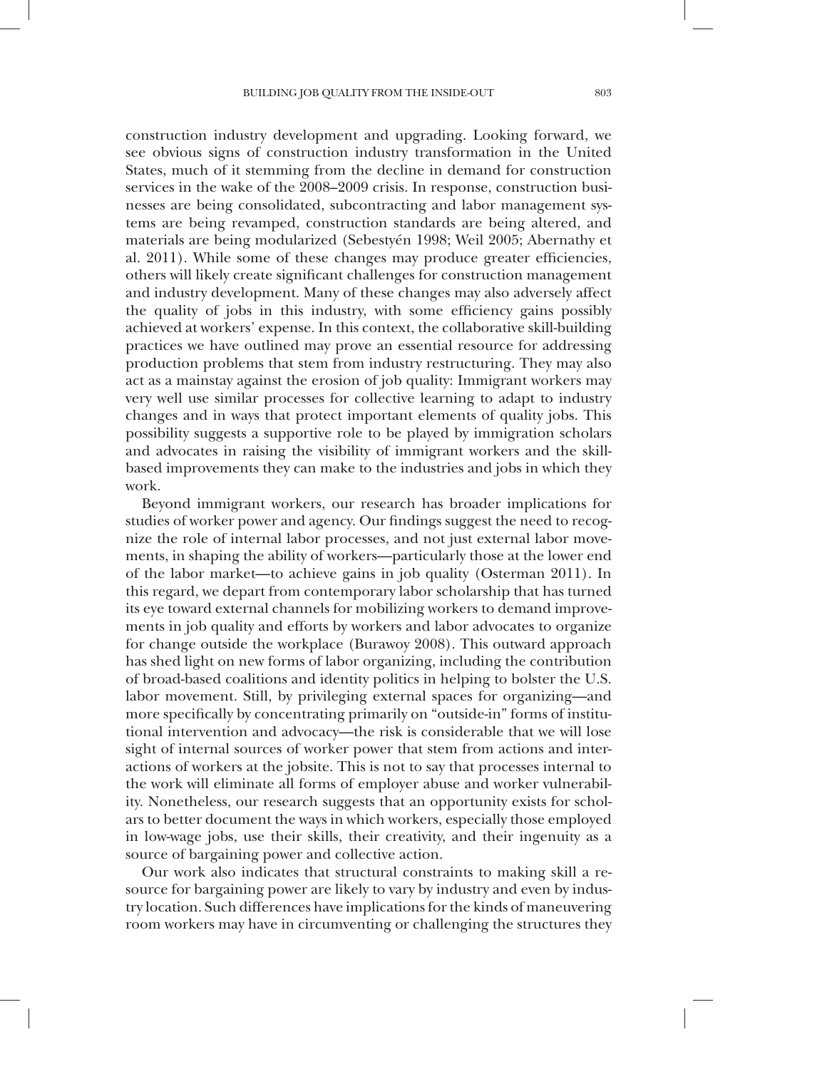construction industry development and upgrading. Looking forward, we see obvious signs of construction industry transformation in the United States, much of it stemming from the decline in demand for construction services in the wake of the 2008–2009 crisis. In response, construction businesses are being consolidated, subcontracting and labor management systems are being revamped, construction standards are being altered, and materials are being modularized (Sebestyén 1998; Weil 2005; Abernathy et al. 2011). While some of these changes may produce greater efficiencies, others will likely create significant challenges for construction management and industry development. Many of these changes may also adversely affect the quality of jobs in this industry, with some efficiency gains possibly achieved at workers' expense. In this context, the collaborative skill-building practices we have outlined may prove an essential resource for addressing production problems that stem from industry restructuring. They may also act as a mainstay against the erosion of job quality: Immigrant workers may very well use similar processes for collective learning to adapt to industry changes and in ways that protect important elements of quality jobs. This possibility suggests a supportive role to be played by immigration scholars and advocates in raising the visibility of immigrant workers and the skill-based improvements they can make to the industries and jobs in which they work.

Beyond immigrant workers, our research has broader implications for studies of worker power and agency. Our findings suggest the need to recognize the role of internal labor processes, and not just external labor movements, in shaping the ability of workers—particularly those at the lower end of the labor market—to achieve gains in job quality (Osterman 2011). In this regard, we depart from contemporary labor scholarship that has turned its eye toward external channels for mobilizing workers to demand improvements in job quality and efforts by workers and labor advocates to organize for change outside the workplace (Burawoy 2008). This outward approach has shed light on new forms of labor organizing, including the contribution of broad-based coalitions and identity politics in helping to bolster the U.S. labor movement. Still, by privileging external spaces for organizing—and more specifically by concentrating primarily on "outside-in" forms of institutional intervention and advocacy—the risk is considerable that we will lose sight of internal sources of worker power that stem from actions and interactions of workers at the jobsite. This is not to say that processes internal to the work will eliminate all forms of employer abuse and worker vulnerability. Nonetheless, our research suggests that an opportunity exists for scholars to better document the ways in which workers, especially those employed in low-wage jobs, use their skills, their creativity, and their ingenuity as a source of bargaining power and collective action.

Our work also indicates that structural constraints to making skill a resource for bargaining power are likely to vary by industry and even by industry location. Such differences have implications for the kinds of maneuvering room workers may have in circumventing or challenging the structures they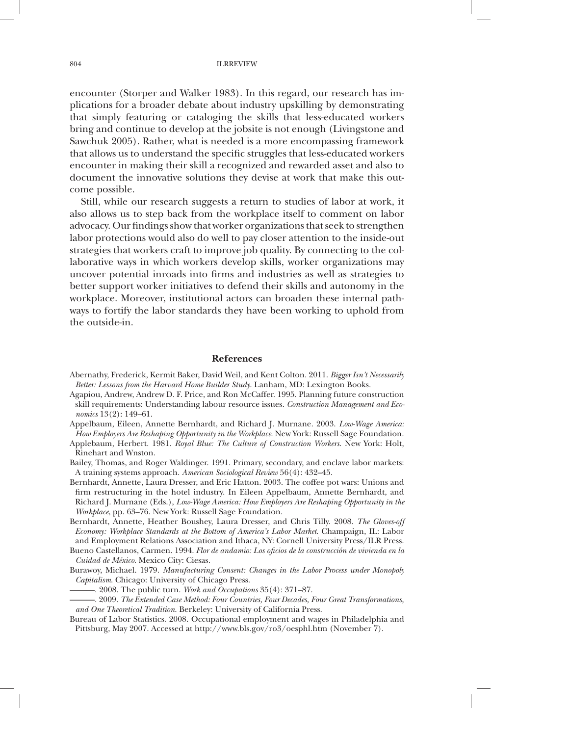encounter (Storper and Walker 1983). In this regard, our research has implications for a broader debate about industry upskilling by demonstrating that simply featuring or cataloging the skills that less-educated workers bring and continue to develop at the jobsite is not enough (Livingstone and Sawchuk 2005). Rather, what is needed is a more encompassing framework that allows us to understand the specific struggles that less-educated workers encounter in making their skill a recognized and rewarded asset and also to document the innovative solutions they devise at work that make this outcome possible.

Still, while our research suggests a return to studies of labor at work, it also allows us to step back from the workplace itself to comment on labor advocacy. Our findings show that worker organizations that seek to strengthen labor protections would also do well to pay closer attention to the inside-out strategies that workers craft to improve job quality. By connecting to the collaborative ways in which workers develop skills, worker organizations may uncover potential inroads into firms and industries as well as strategies to better support worker initiatives to defend their skills and autonomy in the workplace. Moreover, institutional actors can broaden these internal pathways to fortify the labor standards they have been working to uphold from the outside-in.

## References

Abernathy, Frederick, Kermit Baker, David Weil, and Kent Colton. 2011. *Bigger Isn't Necessarily Better: Lessons from the Harvard Home Builder Study*. Lanham, MD: Lexington Books.

Agapiou, Andrew, Andrew D. F. Price, and Ron McCaffer. 1995. Planning future construction skill requirements: Understanding labour resource issues. *Construction Management and Economics* 13(2): 149–61.

Appelbaum, Eileen, Annette Bernhardt, and Richard J. Murnane. 2003. *Low-Wage America: How Employers Are Reshaping Opportunity in the Workplace*. New York: Russell Sage Foundation.

Applebaum, Herbert. 1981. *Royal Blue: The Culture of Construction Workers*. New York: Holt, Rinehart and Wnston.

Bailey, Thomas, and Roger Waldinger. 1991. Primary, secondary, and enclave labor markets: A training systems approach. *American Sociological Review* 56(4): 432–45.

Bernhardt, Annette, Laura Dresser, and Eric Hatton. 2003. The coffee pot wars: Unions and firm restructuring in the hotel industry. In Eileen Appelbaum, Annette Bernhardt, and Richard J. Murnane (Eds.), *Low-Wage America: How Employers Are Reshaping Opportunity in the Workplace*, pp. 63–76. New York: Russell Sage Foundation.

Bernhardt, Annette, Heather Boushey, Laura Dresser, and Chris Tilly. 2008. *The Gloves-off Economy: Workplace Standards at the Bottom of America's Labor Market*. Champaign, IL: Labor and Employment Relations Association and Ithaca, NY: Cornell University Press/ILR Press.

Bueno Castellanos, Carmen. 1994. *Flor de andamio: Los oficios de la construcción de vivienda en la Cuidad de México*. Mexico City: Ciesas.

Burawoy, Michael. 1979. *Manufacturing Consent: Changes in the Labor Process under Monopoly Capitalism*. Chicago: University of Chicago Press.

———. 2008. The public turn. *Work and Occupations* 35(4): 371–87.

———. 2009. *The Extended Case Method: Four Countries, Four Decades, Four Great Transformations, and One Theoretical Tradition*. Berkeley: University of California Press.

Bureau of Labor Statistics. 2008. Occupational employment and wages in Philadelphia and Pittsburg, May 2007. Accessed at http://www.bls.gov/ro3/oesphl.htm (November 7).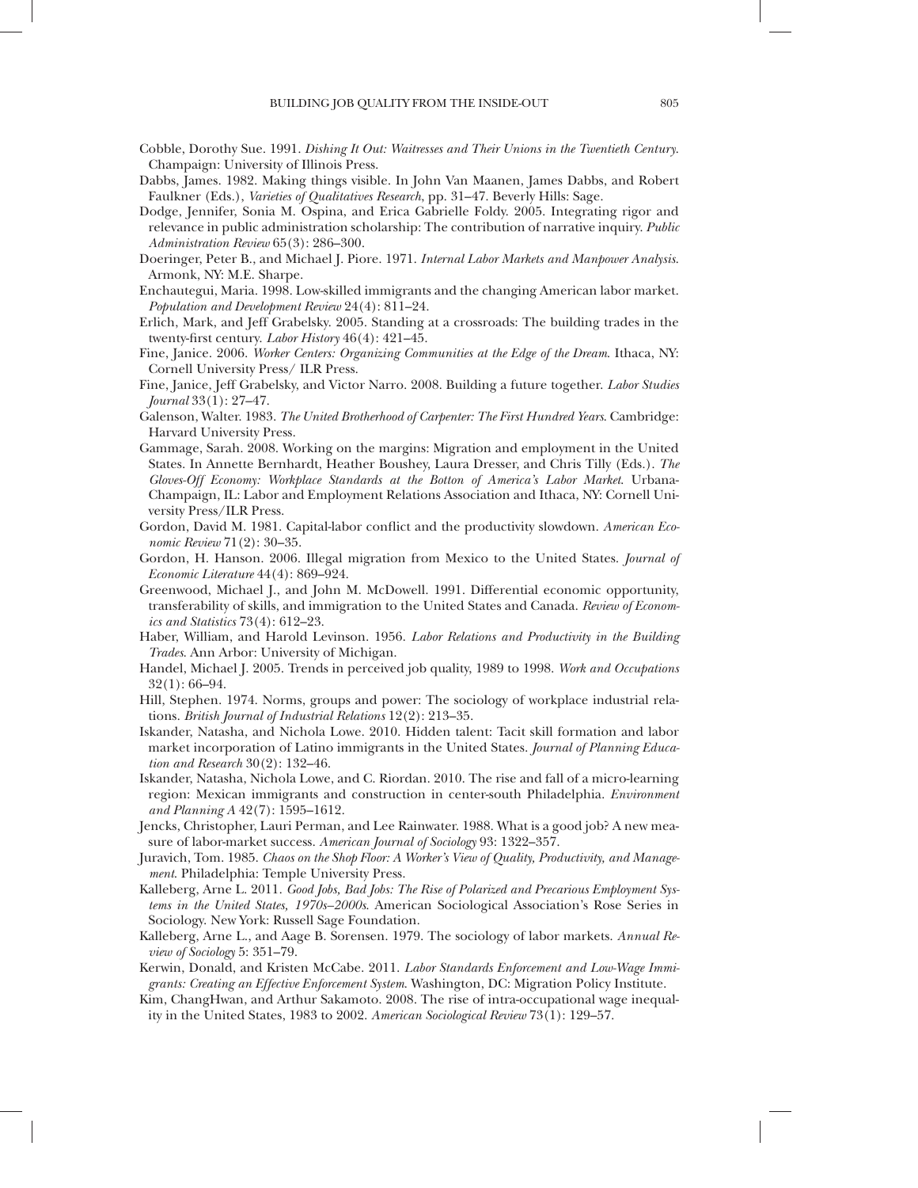Cobble, Dorothy Sue. 1991. *Dishing It Out: Waitresses and Their Unions in the Twentieth Century*. Champaign: University of Illinois Press.

Dabbs, James. 1982. Making things visible. In John Van Maanen, James Dabbs, and Robert Faulkner (Eds.), *Varieties of Qualitatives Research*, pp. 31–47. Beverly Hills: Sage.

Dodge, Jennifer, Sonia M. Ospina, and Erica Gabrielle Foldy. 2005. Integrating rigor and relevance in public administration scholarship: The contribution of narrative inquiry. *Public Administration Review* 65(3): 286–300.

Doeringer, Peter B., and Michael J. Piore. 1971. *Internal Labor Markets and Manpower Analysis*. Armonk, NY: M.E. Sharpe.

Enchautegui, Maria. 1998. Low-skilled immigrants and the changing American labor market. *Population and Development Review* 24(4): 811–24.

Erlich, Mark, and Jeff Grabelsky. 2005. Standing at a crossroads: The building trades in the twenty-first century. *Labor History* 46(4): 421–45.

Fine, Janice. 2006. *Worker Centers: Organizing Communities at the Edge of the Dream*. Ithaca, NY: Cornell University Press/ ILR Press.

Fine, Janice, Jeff Grabelsky, and Victor Narro. 2008. Building a future together. *Labor Studies Journal* 33(1): 27–47.

Galenson, Walter. 1983. *The United Brotherhood of Carpenter: The First Hundred Years*. Cambridge: Harvard University Press.

Gammage, Sarah. 2008. Working on the margins: Migration and employment in the United States. In Annette Bernhardt, Heather Boushey, Laura Dresser, and Chris Tilly (Eds.). *The Gloves-Off Economy: Workplace Standards at the Botton of America's Labor Market*. Urbana-Champaign, IL: Labor and Employment Relations Association and Ithaca, NY: Cornell University Press/ILR Press.

Gordon, David M. 1981. Capital-labor conflict and the productivity slowdown. *American Economic Review* 71(2): 30–35.

Gordon, H. Hanson. 2006. Illegal migration from Mexico to the United States. *Journal of Economic Literature* 44(4): 869–924.

Greenwood, Michael J., and John M. McDowell. 1991. Differential economic opportunity, transferability of skills, and immigration to the United States and Canada. *Review of Economics and Statistics* 73(4): 612–23.

Haber, William, and Harold Levinson. 1956. *Labor Relations and Productivity in the Building Trades*. Ann Arbor: University of Michigan.

Handel, Michael J. 2005. Trends in perceived job quality, 1989 to 1998. *Work and Occupations* 32(1): 66–94.

Hill, Stephen. 1974. Norms, groups and power: The sociology of workplace industrial relations. *British Journal of Industrial Relations* 12(2): 213–35.

Iskander, Natasha, and Nichola Lowe. 2010. Hidden talent: Tacit skill formation and labor market incorporation of Latino immigrants in the United States. *Journal of Planning Education and Research* 30(2): 132–46.

Iskander, Natasha, Nichola Lowe, and C. Riordan. 2010. The rise and fall of a micro-learning region: Mexican immigrants and construction in center-south Philadelphia. *Environment and Planning A* 42(7): 1595–1612.

Jencks, Christopher, Lauri Perman, and Lee Rainwater. 1988. What is a good job? A new measure of labor-market success. *American Journal of Sociology* 93: 1322–357.

Juravich, Tom. 1985. *Chaos on the Shop Floor: A Worker's View of Quality, Productivity, and Management*. Philadelphia: Temple University Press.

Kalleberg, Arne L. 2011. *Good Jobs, Bad Jobs: The Rise of Polarized and Precarious Employment Systems in the United States, 1970s–2000s*. American Sociological Association's Rose Series in Sociology. New York: Russell Sage Foundation.

Kalleberg, Arne L., and Aage B. Sorensen. 1979. The sociology of labor markets. *Annual Review of Sociology* 5: 351–79.

Kerwin, Donald, and Kristen McCabe. 2011. *Labor Standards Enforcement and Low-Wage Immigrants: Creating an Effective Enforcement System*. Washington, DC: Migration Policy Institute.

Kim, ChangHwan, and Arthur Sakamoto. 2008. The rise of intra-occupational wage inequality in the United States, 1983 to 2002. *American Sociological Review* 73(1): 129–57.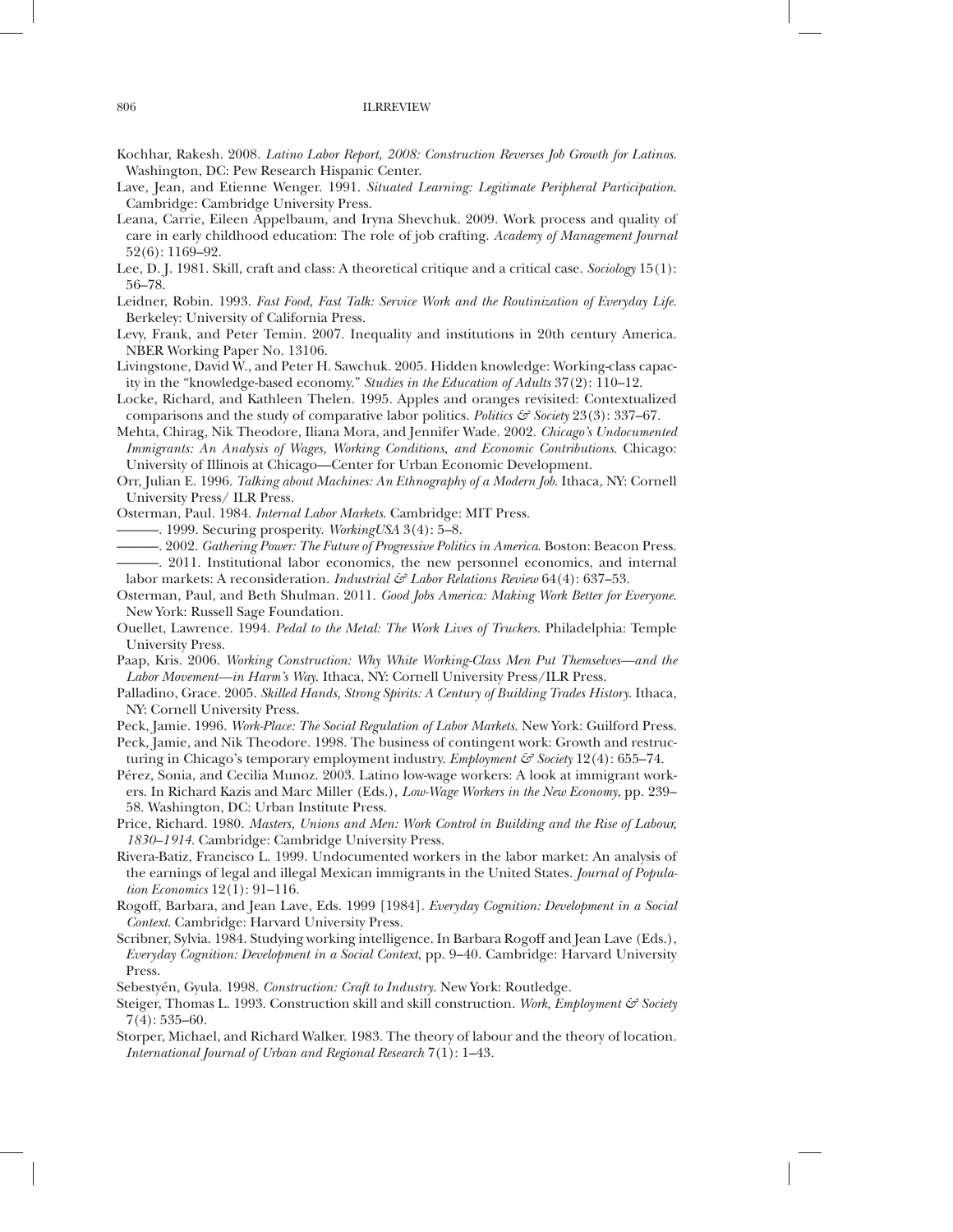Kochhar, Rakesh. 2008. *Latino Labor Report, 2008: Construction Reverses Job Growth for Latinos*. Washington, DC: Pew Research Hispanic Center.

Lave, Jean, and Etienne Wenger. 1991. *Situated Learning: Legitimate Peripheral Participation*. Cambridge: Cambridge University Press.

Leana, Carrie, Eileen Appelbaum, and Iryna Shevchuk. 2009. Work process and quality of care in early childhood education: The role of job crafting. *Academy of Management Journal* 52(6): 1169–92.

Lee, D. J. 1981. Skill, craft and class: A theoretical critique and a critical case. *Sociology* 15(1): 56–78.

Leidner, Robin. 1993. *Fast Food, Fast Talk: Service Work and the Routinization of Everyday Life*. Berkeley: University of California Press.

Levy, Frank, and Peter Temin. 2007. Inequality and institutions in 20th century America. NBER Working Paper No. 13106.

Livingstone, David W., and Peter H. Sawchuk. 2005. Hidden knowledge: Working-class capacity in the "knowledge-based economy." *Studies in the Education of Adults* 37(2): 110–12.

Locke, Richard, and Kathleen Thelen. 1995. Apples and oranges revisited: Contextualized comparisons and the study of comparative labor politics. *Politics & Society* 23(3): 337–67.

Mehta, Chirag, Nik Theodore, Iliana Mora, and Jennifer Wade. 2002. *Chicago's Undocumented Immigrants: An Analysis of Wages, Working Conditions, and Economic Contributions*. Chicago: University of Illinois at Chicago—Center for Urban Economic Development.

Orr, Julian E. 1996. *Talking about Machines: An Ethnography of a Modern Job*. Ithaca, NY: Cornell University Press/ ILR Press.

Osterman, Paul. 1984. *Internal Labor Markets*. Cambridge: MIT Press.

———. 1999. Securing prosperity. *WorkingUSA* 3(4): 5–8.

———. 2002. *Gathering Power: The Future of Progressive Politics in America*. Boston: Beacon Press.

———. 2011. Institutional labor economics, the new personnel economics, and internal labor markets: A reconsideration. *Industrial & Labor Relations Review* 64(4): 637–53.

Osterman, Paul, and Beth Shulman. 2011. *Good Jobs America: Making Work Better for Everyone*. New York: Russell Sage Foundation.

Ouellet, Lawrence. 1994. *Pedal to the Metal: The Work Lives of Truckers*. Philadelphia: Temple University Press.

Paap, Kris. 2006. *Working Construction: Why White Working-Class Men Put Themselves—and the Labor Movement—in Harm's Way*. Ithaca, NY: Cornell University Press/ILR Press.

Palladino, Grace. 2005. *Skilled Hands, Strong Spirits: A Century of Building Trades History*. Ithaca, NY: Cornell University Press.

Peck, Jamie. 1996. *Work-Place: The Social Regulation of Labor Markets*. New York: Guilford Press.

Peck, Jamie, and Nik Theodore. 1998. The business of contingent work: Growth and restructuring in Chicago's temporary employment industry. *Employment & Society* 12(4): 655–74.

Pérez, Sonia, and Cecilia Munoz. 2003. Latino low-wage workers: A look at immigrant workers. In Richard Kazis and Marc Miller (Eds.), *Low-Wage Workers in the New Economy*, pp. 239–58. Washington, DC: Urban Institute Press.

Price, Richard. 1980. *Masters, Unions and Men: Work Control in Building and the Rise of Labour, 1830–1914*. Cambridge: Cambridge University Press.

Rivera-Batiz, Francisco L. 1999. Undocumented workers in the labor market: An analysis of the earnings of legal and illegal Mexican immigrants in the United States. *Journal of Population Economics* 12(1): 91–116.

Rogoff, Barbara, and Jean Lave, Eds. 1999 [1984]. *Everyday Cognition: Development in a Social Context*. Cambridge: Harvard University Press.

Scribner, Sylvia. 1984. Studying working intelligence. In Barbara Rogoff and Jean Lave (Eds.), *Everyday Cognition: Development in a Social Context*, pp. 9–40. Cambridge: Harvard University Press.

Sebestyén, Gyula. 1998. *Construction: Craft to Industry*. New York: Routledge.

Steiger, Thomas L. 1993. Construction skill and skill construction. *Work, Employment & Society* 7(4): 535–60.

Storper, Michael, and Richard Walker. 1983. The theory of labour and the theory of location. *International Journal of Urban and Regional Research* 7(1): 1–43.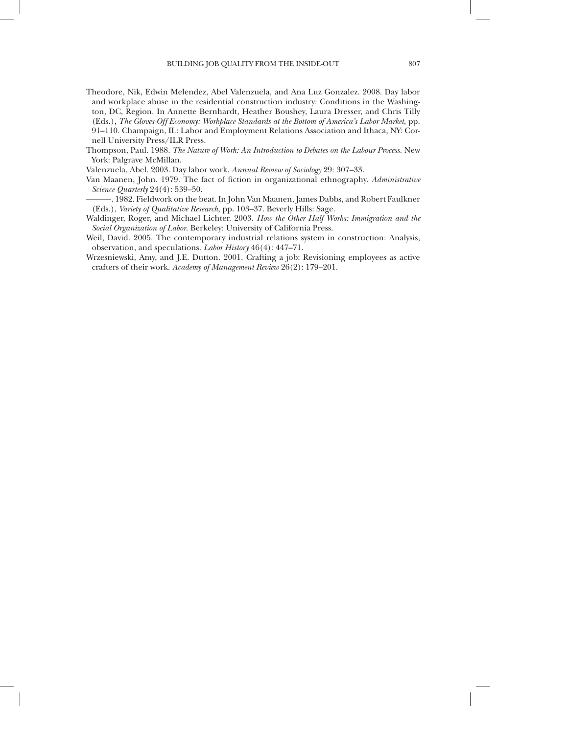Theodore, Nik, Edwin Melendez, Abel Valenzuela, and Ana Luz Gonzalez. 2008. Day labor and workplace abuse in the residential construction industry: Conditions in the Washington, DC, Region. In Annette Bernhardt, Heather Boushey, Laura Dresser, and Chris Tilly (Eds.), *The Gloves-Off Economy: Workplace Standards at the Bottom of America's Labor Market*, pp. 91–110. Champaign, IL: Labor and Employment Relations Association and Ithaca, NY: Cornell University Press/ILR Press.

Thompson, Paul. 1988. *The Nature of Work: An Introduction to Debates on the Labour Process*. New York: Palgrave McMillan.

Valenzuela, Abel. 2003. Day labor work. *Annual Review of Sociology* 29: 307–33.

Van Maanen, John. 1979. The fact of fiction in organizational ethnography. *Administrative Science Quarterly* 24(4): 539–50.

———. 1982. Fieldwork on the beat. In John Van Maanen, James Dabbs, and Robert Faulkner (Eds.), *Variety of Qualitative Research*, pp. 103–37. Beverly Hills: Sage.

Waldinger, Roger, and Michael Lichter. 2003. *How the Other Half Works: Immigration and the Social Organization of Labor*. Berkeley: University of California Press.

Weil, David. 2005. The contemporary industrial relations system in construction: Analysis, observation, and speculations. *Labor History* 46(4): 447–71.

Wrzesniewski, Amy, and J.E. Dutton. 2001. Crafting a job: Revisioning employees as active crafters of their work. *Academy of Management Review* 26(2): 179–201.